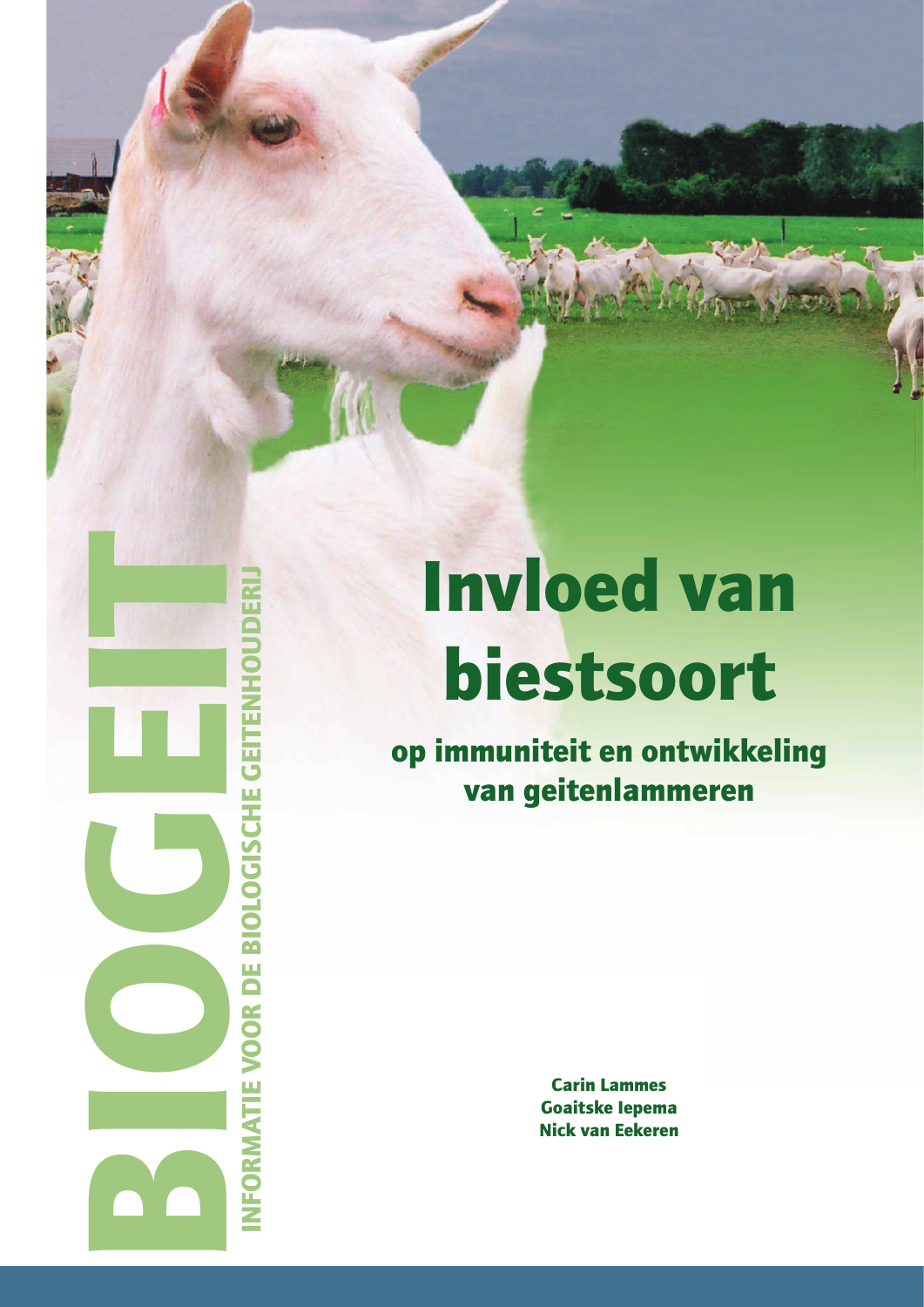BIOGEIT

INFORMATIE VOOR DE BIOLOGISCHE GEITENHOUDERIJ

# Invloed van biestsoort

## op immuniteit en ontwikkeling van geitenlammeren

**Carin Lammes**
**Goaitske Iepema**
**Nick van Eekeren**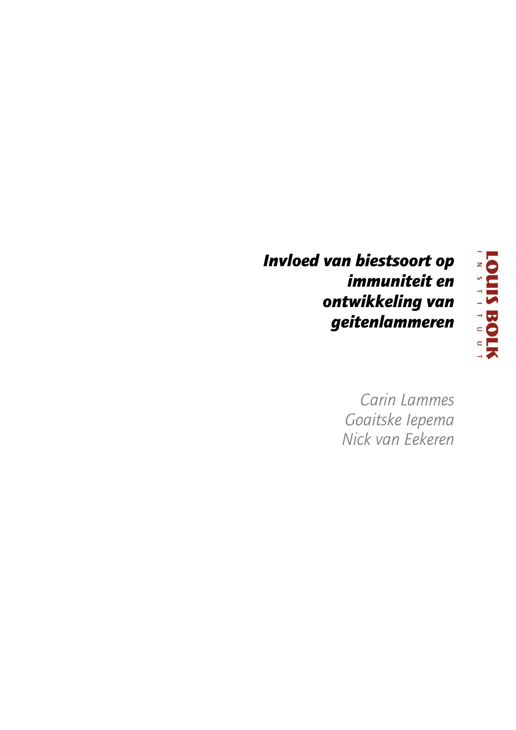# *Invloed van biestsoort op immuniteit en ontwikkeling van geitenlammeren*

LOUIS BOLK INSTITUUT

*Carin Lammes*
*Goaitske Iepema*
*Nick van Eekeren*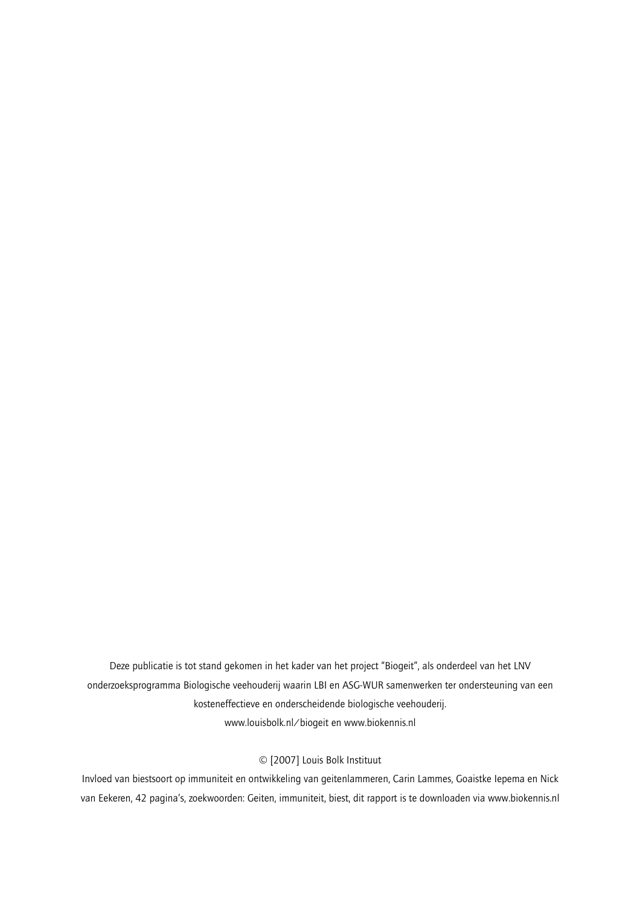Deze publicatie is tot stand gekomen in het kader van het project "Biogeit", als onderdeel van het LNV onderzoeksprogramma Biologische veehouderij waarin LBI en ASG-WUR samenwerken ter ondersteuning van een kosteneffectieve en onderscheidende biologische veehouderij.
www.louisbolk.nl/biogeit en www.biokennis.nl

© [2007] Louis Bolk Instituut

Invloed van biestsoort op immuniteit en ontwikkeling van geitenlammeren, Carin Lammes, Goaistke Iepema en Nick van Eekeren, 42 pagina's, zoekwoorden: Geiten, immuniteit, biest, dit rapport is te downloaden via www.biokennis.nl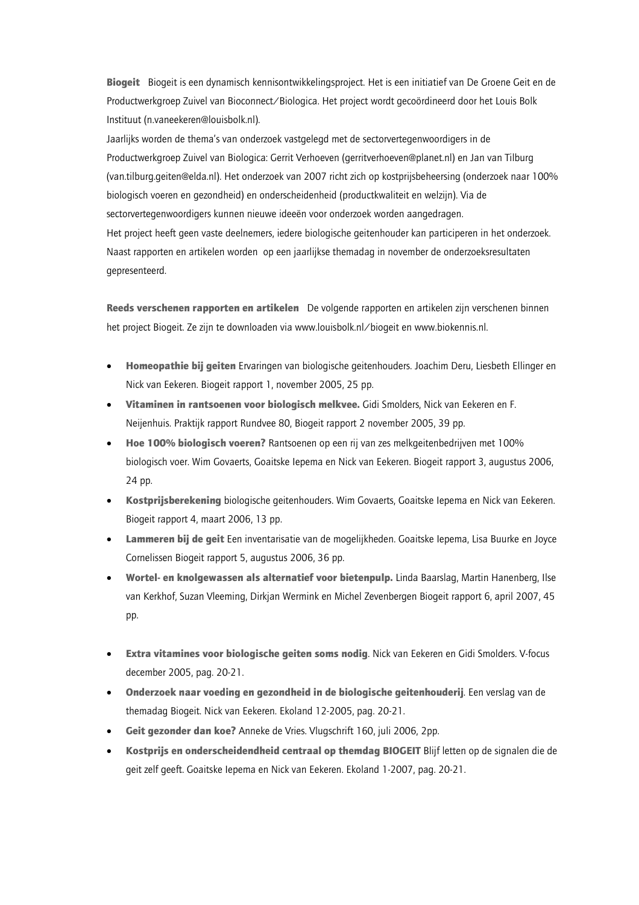**Biogeit** Biogeit is een dynamisch kennisontwikkelingsproject. Het is een initiatief van De Groene Geit en de Productwerkgroep Zuivel van Bioconnect/Biologica. Het project wordt gecoördineerd door het Louis Bolk Instituut (n.vaneekeren@louisbolk.nl).
Jaarlijks worden de thema's van onderzoek vastgelegd met de sectorvertegenwoordigers in de Productwerkgroep Zuivel van Biologica: Gerrit Verhoeven (gerritverhoeven@planet.nl) en Jan van Tilburg (van.tilburg.geiten@elda.nl). Het onderzoek van 2007 richt zich op kostprijsbeheersing (onderzoek naar 100% biologisch voeren en gezondheid) en onderscheidenheid (productkwaliteit en welzijn). Via de sectorvertegenwoordigers kunnen nieuwe ideeën voor onderzoek worden aangedragen.
Het project heeft geen vaste deelnemers, iedere biologische geitenhouder kan participeren in het onderzoek. Naast rapporten en artikelen worden op een jaarlijkse themadag in november de onderzoeksresultaten gepresenteerd.

**Reeds verschenen rapporten en artikelen** De volgende rapporten en artikelen zijn verschenen binnen het project Biogeit. Ze zijn te downloaden via www.louisbolk.nl/biogeit en www.biokennis.nl.

- **Homeopathie bij geiten** Ervaringen van biologische geitenhouders. Joachim Deru, Liesbeth Ellinger en Nick van Eekeren. Biogeit rapport 1, november 2005, 25 pp.
- **Vitaminen in rantsoenen voor biologisch melkvee.** Gidi Smolders, Nick van Eekeren en F. Neijenhuis. Praktijk rapport Rundvee 80, Biogeit rapport 2 november 2005, 39 pp.
- **Hoe 100% biologisch voeren?** Rantsoenen op een rij van zes melkgeitenbedrijven met 100% biologisch voer. Wim Govaerts, Goaitske Iepema en Nick van Eekeren. Biogeit rapport 3, augustus 2006, 24 pp.
- **Kostprijsberekening** biologische geitenhouders. Wim Govaerts, Goaitske Iepema en Nick van Eekeren. Biogeit rapport 4, maart 2006, 13 pp.
- **Lammeren bij de geit** Een inventarisatie van de mogelijkheden. Goaitske Iepema, Lisa Buurke en Joyce Cornelissen Biogeit rapport 5, augustus 2006, 36 pp.
- **Wortel- en knolgewassen als alternatief voor bietenpulp.** Linda Baarslag, Martin Hanenberg, Ilse van Kerkhof, Suzan Vleeming, Dirkjan Wermink en Michel Zevenbergen Biogeit rapport 6, april 2007, 45 pp.

- **Extra vitamines voor biologische geiten soms nodig**. Nick van Eekeren en Gidi Smolders. V-focus december 2005, pag. 20-21.
- **Onderzoek naar voeding en gezondheid in de biologische geitenhouderij**. Een verslag van de themadag Biogeit. Nick van Eekeren. Ekoland 12-2005, pag. 20-21.
- **Geit gezonder dan koe?** Anneke de Vries. Vlugschrift 160, juli 2006, 2pp.
- **Kostprijs en onderscheidendheid centraal op themdag BIOGEIT** Blijf letten op de signalen die de geit zelf geeft. Goaitske Iepema en Nick van Eekeren. Ekoland 1-2007, pag. 20-21.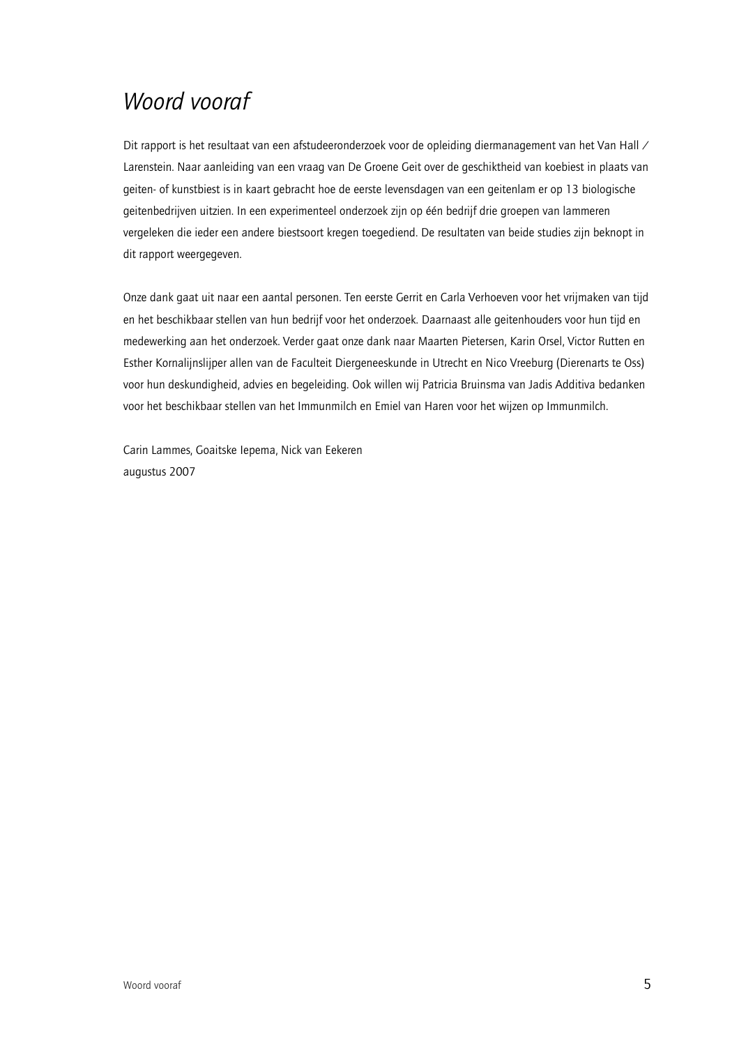# *Woord vooraf*

Dit rapport is het resultaat van een afstudeeronderzoek voor de opleiding diermanagement van het Van Hall / Larenstein. Naar aanleiding van een vraag van De Groene Geit over de geschiktheid van koebiest in plaats van geiten- of kunstbiest is in kaart gebracht hoe de eerste levensdagen van een geitenlam er op 13 biologische geitenbedrijven uitzien. In een experimenteel onderzoek zijn op één bedrijf drie groepen van lammeren vergeleken die ieder een andere biestsoort kregen toegediend. De resultaten van beide studies zijn beknopt in dit rapport weergegeven.

Onze dank gaat uit naar een aantal personen. Ten eerste Gerrit en Carla Verhoeven voor het vrijmaken van tijd en het beschikbaar stellen van hun bedrijf voor het onderzoek. Daarnaast alle geitenhouders voor hun tijd en medewerking aan het onderzoek. Verder gaat onze dank naar Maarten Pietersen, Karin Orsel, Victor Rutten en Esther Kornalijnslijper allen van de Faculteit Diergeneeskunde in Utrecht en Nico Vreeburg (Dierenarts te Oss) voor hun deskundigheid, advies en begeleiding. Ook willen wij Patricia Bruinsma van Jadis Additiva bedanken voor het beschikbaar stellen van het Immunmilch en Emiel van Haren voor het wijzen op Immunmilch.

Carin Lammes, Goaitske Iepema, Nick van Eekeren
augustus 2007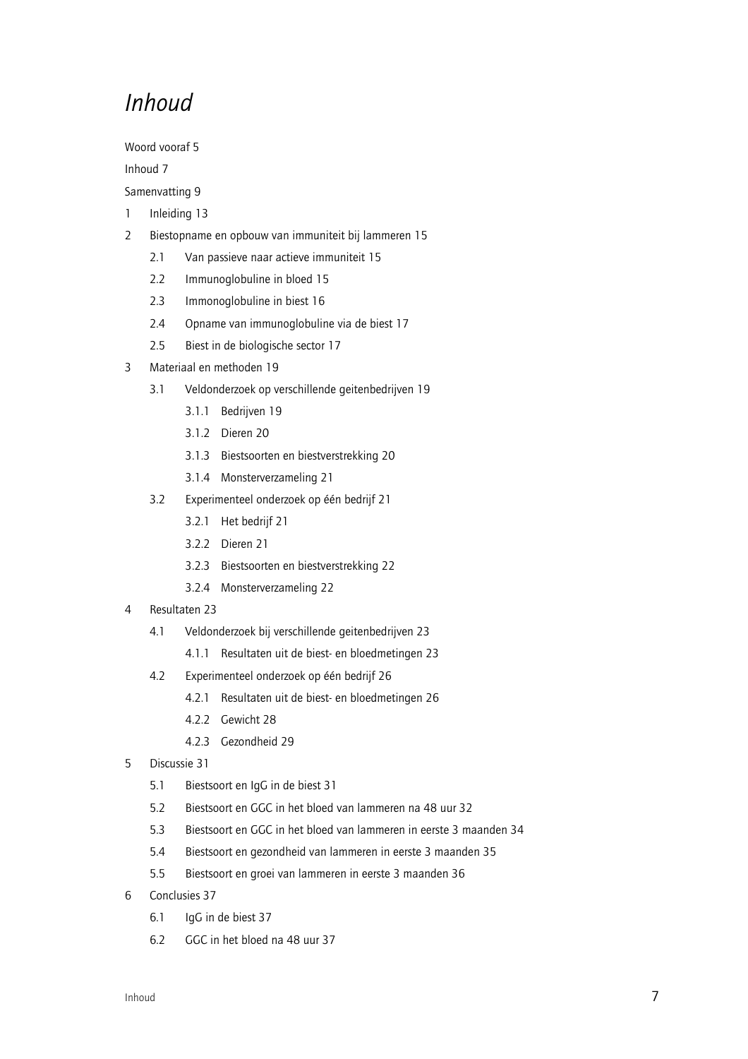# *Inhoud*

Woord vooraf 5

Inhoud 7

Samenvatting 9

1 Inleiding 13

2 Biestopname en opbouw van immuniteit bij lammeren 15

- 2.1 Van passieve naar actieve immuniteit 15
- 2.2 Immunoglobuline in bloed 15
- 2.3 Immonoglobuline in biest 16
- 2.4 Opname van immunoglobuline via de biest 17
- 2.5 Biest in de biologische sector 17

3 Materiaal en methoden 19

- 3.1 Veldonderzoek op verschillende geitenbedrijven 19
  - 3.1.1 Bedrijven 19
  - 3.1.2 Dieren 20
  - 3.1.3 Biestsoorten en biestverstrekking 20
  - 3.1.4 Monsterverzameling 21
- 3.2 Experimenteel onderzoek op één bedrijf 21
  - 3.2.1 Het bedrijf 21
  - 3.2.2 Dieren 21
  - 3.2.3 Biestsoorten en biestverstrekking 22
  - 3.2.4 Monsterverzameling 22

4 Resultaten 23

- 4.1 Veldonderzoek bij verschillende geitenbedrijven 23
  - 4.1.1 Resultaten uit de biest- en bloedmetingen 23
- 4.2 Experimenteel onderzoek op één bedrijf 26
  - 4.2.1 Resultaten uit de biest- en bloedmetingen 26
  - 4.2.2 Gewicht 28
  - 4.2.3 Gezondheid 29

5 Discussie 31

- 5.1 Biestsoort en IgG in de biest 31
- 5.2 Biestsoort en GGC in het bloed van lammeren na 48 uur 32
- 5.3 Biestsoort en GGC in het bloed van lammeren in eerste 3 maanden 34
- 5.4 Biestsoort en gezondheid van lammeren in eerste 3 maanden 35
- 5.5 Biestsoort en groei van lammeren in eerste 3 maanden 36

6 Conclusies 37

- 6.1 IgG in de biest 37
- 6.2 GGC in het bloed na 48 uur 37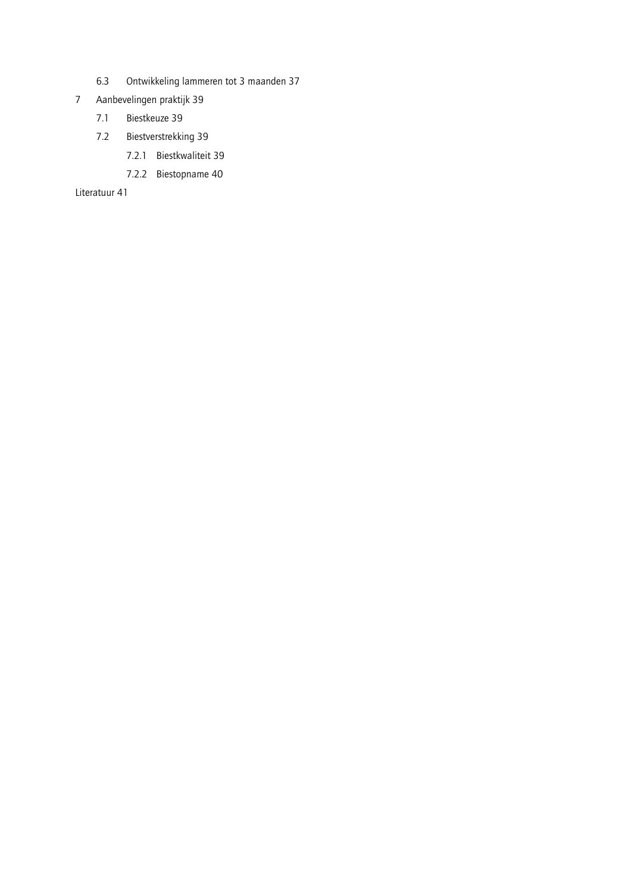6.3 Ontwikkeling lammeren tot 3 maanden 37

7 Aanbevelingen praktijk 39

7.1 Biestkeuze 39

7.2 Biestverstrekking 39

7.2.1 Biestkwaliteit 39

7.2.2 Biestopname 40

Literatuur 41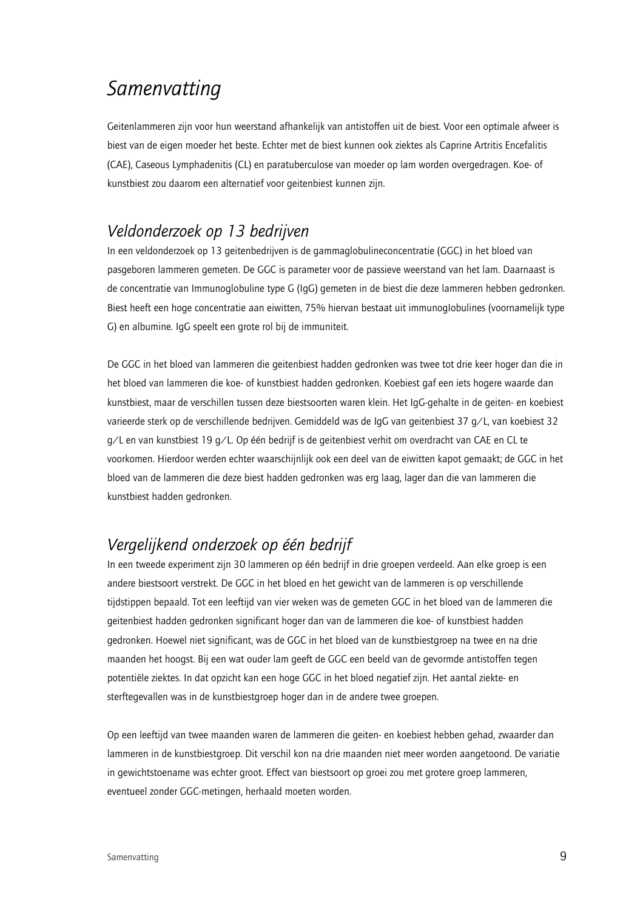# *Samenvatting*

Geitenlammeren zijn voor hun weerstand afhankelijk van antistoffen uit de biest. Voor een optimale afweer is biest van de eigen moeder het beste. Echter met de biest kunnen ook ziektes als Caprine Artritis Encefalitis (CAE), Caseous Lymphadenitis (CL) en paratuberculose van moeder op lam worden overgedragen. Koe- of kunstbiest zou daarom een alternatief voor geitenbiest kunnen zijn.

## *Veldonderzoek op 13 bedrijven*

In een veldonderzoek op 13 geitenbedrijven is de gammaglobulineconcentratie (GGC) in het bloed van pasgeboren lammeren gemeten. De GGC is parameter voor de passieve weerstand van het lam. Daarnaast is de concentratie van Immunoglobuline type G (IgG) gemeten in de biest die deze lammeren hebben gedronken. Biest heeft een hoge concentratie aan eiwitten, 75% hiervan bestaat uit immunoglobulines (voornamelijk type G) en albumine. IgG speelt een grote rol bij de immuniteit.

De GGC in het bloed van lammeren die geitenbiest hadden gedronken was twee tot drie keer hoger dan die in het bloed van lammeren die koe- of kunstbiest hadden gedronken. Koebiest gaf een iets hogere waarde dan kunstbiest, maar de verschillen tussen deze biestsoorten waren klein. Het IgG-gehalte in de geiten- en koebiest varieerde sterk op de verschillende bedrijven. Gemiddeld was de IgG van geitenbiest 37 g/L, van koebiest 32 g/L en van kunstbiest 19 g/L. Op één bedrijf is de geitenbiest verhit om overdracht van CAE en CL te voorkomen. Hierdoor werden echter waarschijnlijk ook een deel van de eiwitten kapot gemaakt; de GGC in het bloed van de lammeren die deze biest hadden gedronken was erg laag, lager dan die van lammeren die kunstbiest hadden gedronken.

## *Vergelijkend onderzoek op één bedrijf*

In een tweede experiment zijn 30 lammeren op één bedrijf in drie groepen verdeeld. Aan elke groep is een andere biestsoort verstrekt. De GGC in het bloed en het gewicht van de lammeren is op verschillende tijdstippen bepaald. Tot een leeftijd van vier weken was de gemeten GGC in het bloed van de lammeren die geitenbiest hadden gedronken significant hoger dan van de lammeren die koe- of kunstbiest hadden gedronken. Hoewel niet significant, was de GGC in het bloed van de kunstbiestgroep na twee en na drie maanden het hoogst. Bij een wat ouder lam geeft de GGC een beeld van de gevormde antistoffen tegen potentiële ziektes. In dat opzicht kan een hoge GGC in het bloed negatief zijn. Het aantal ziekte- en sterftegevallen was in de kunstbiestgroep hoger dan in de andere twee groepen.

Op een leeftijd van twee maanden waren de lammeren die geiten- en koebiest hebben gehad, zwaarder dan lammeren in de kunstbiestgroep. Dit verschil kon na drie maanden niet meer worden aangetoond. De variatie in gewichtstoename was echter groot. Effect van biestsoort op groei zou met grotere groep lammeren, eventueel zonder GGC-metingen, herhaald moeten worden.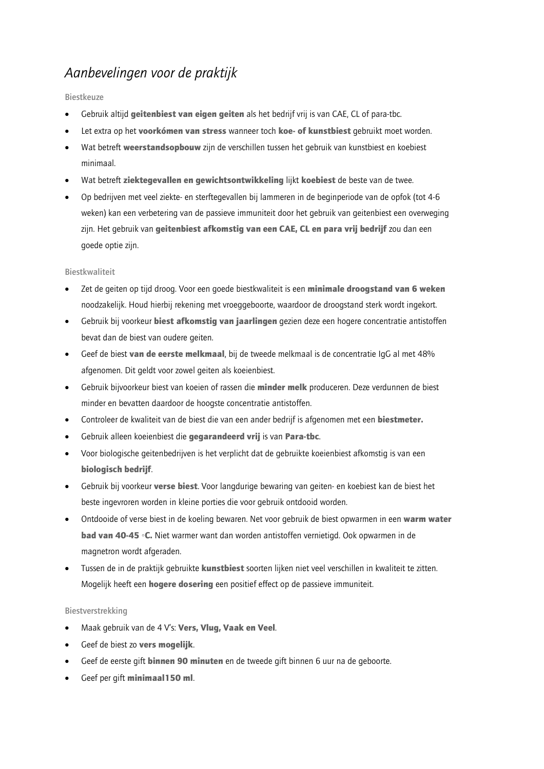# *Aanbevelingen voor de praktijk*

### Biestkeuze

- Gebruik altijd **geitenbiest van eigen geiten** als het bedrijf vrij is van CAE, CL of para-tbc.
- Let extra op het **voorkómen van stress** wanneer toch **koe- of kunstbiest** gebruikt moet worden.
- Wat betreft **weerstandsopbouw** zijn de verschillen tussen het gebruik van kunstbiest en koebiest minimaal.
- Wat betreft **ziektegevallen en gewichtsontwikkeling** lijkt **koebiest** de beste van de twee.
- Op bedrijven met veel ziekte- en sterftegevallen bij lammeren in de beginperiode van de opfok (tot 4-6 weken) kan een verbetering van de passieve immuniteit door het gebruik van geitenbiest een overweging zijn. Het gebruik van **geitenbiest afkomstig van een CAE, CL en para vrij bedrijf** zou dan een goede optie zijn.

### Biestkwaliteit

- Zet de geiten op tijd droog. Voor een goede biestkwaliteit is een **minimale droogstand van 6 weken** noodzakelijk. Houd hierbij rekening met vroeggeboorte, waardoor de droogstand sterk wordt ingekort.
- Gebruik bij voorkeur **biest afkomstig van jaarlingen** gezien deze een hogere concentratie antistoffen bevat dan de biest van oudere geiten.
- Geef de biest **van de eerste melkmaal**, bij de tweede melkmaal is de concentratie IgG al met 48% afgenomen. Dit geldt voor zowel geiten als koeienbiest.
- Gebruik bijvoorkeur biest van koeien of rassen die **minder melk** produceren. Deze verdunnen de biest minder en bevatten daardoor de hoogste concentratie antistoffen.
- Controleer de kwaliteit van de biest die van een ander bedrijf is afgenomen met een **biestmeter.**
- Gebruik alleen koeienbiest die **gegarandeerd vrij** is van **Para-tbc**.
- Voor biologische geitenbedrijven is het verplicht dat de gebruikte koeienbiest afkomstig is van een **biologisch bedrijf**.
- Gebruik bij voorkeur **verse biest**. Voor langdurige bewaring van geiten- en koebiest kan de biest het beste ingevroren worden in kleine porties die voor gebruik ontdooid worden.
- Ontdooide of verse biest in de koeling bewaren. Net voor gebruik de biest opwarmen in een **warm water bad van 40-45 ◦C.** Niet warmer want dan worden antistoffen vernietigd. Ook opwarmen in de magnetron wordt afgeraden.
- Tussen de in de praktijk gebruikte **kunstbiest** soorten lijken niet veel verschillen in kwaliteit te zitten. Mogelijk heeft een **hogere dosering** een positief effect op de passieve immuniteit.

### Biestverstrekking

- Maak gebruik van de 4 V's: **Vers, Vlug, Vaak en Veel**.
- Geef de biest zo **vers mogelijk**.
- Geef de eerste gift **binnen 90 minuten** en de tweede gift binnen 6 uur na de geboorte.
- Geef per gift **minimaal150 ml**.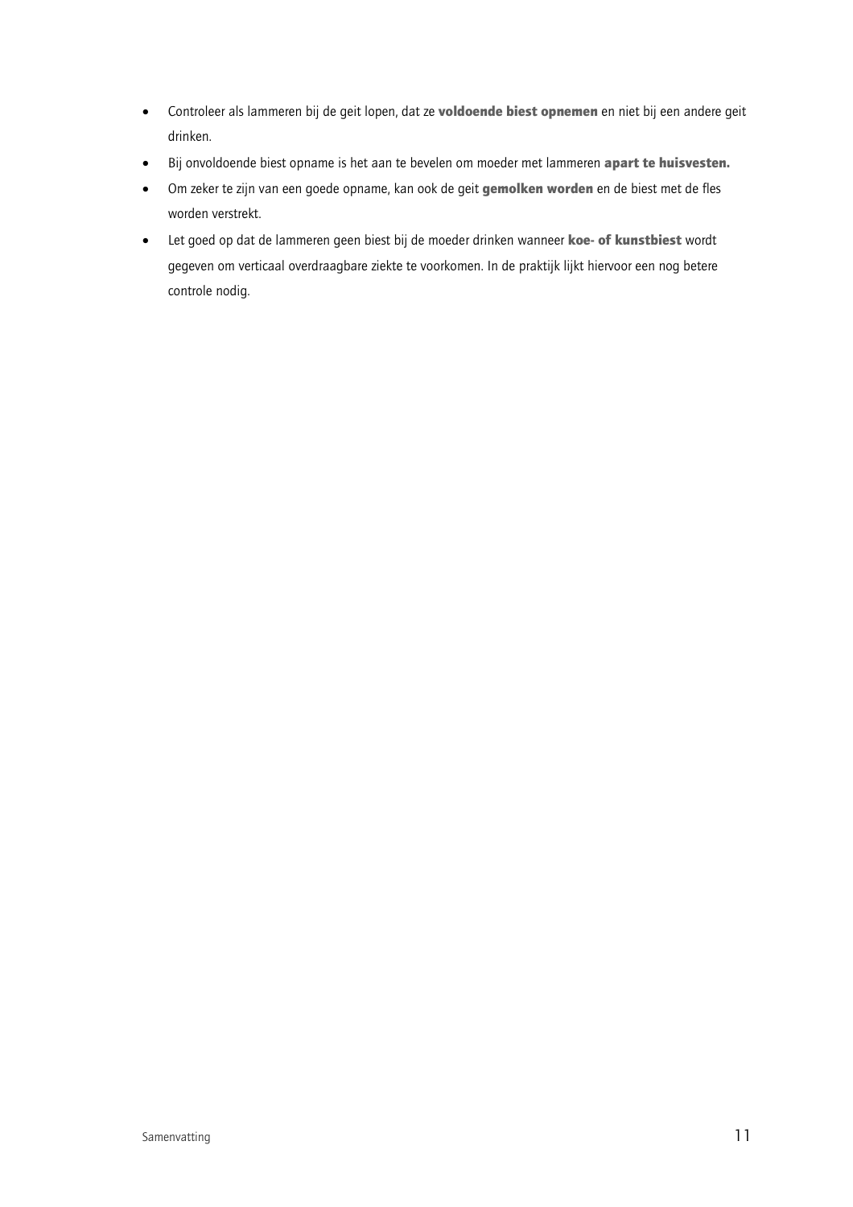- Controleer als lammeren bij de geit lopen, dat ze **voldoende biest opnemen** en niet bij een andere geit drinken.
- Bij onvoldoende biest opname is het aan te bevelen om moeder met lammeren **apart te huisvesten.**
- Om zeker te zijn van een goede opname, kan ook de geit **gemolken worden** en de biest met de fles worden verstrekt.
- Let goed op dat de lammeren geen biest bij de moeder drinken wanneer **koe- of kunstbiest** wordt gegeven om verticaal overdraagbare ziekte te voorkomen. In de praktijk lijkt hiervoor een nog betere controle nodig.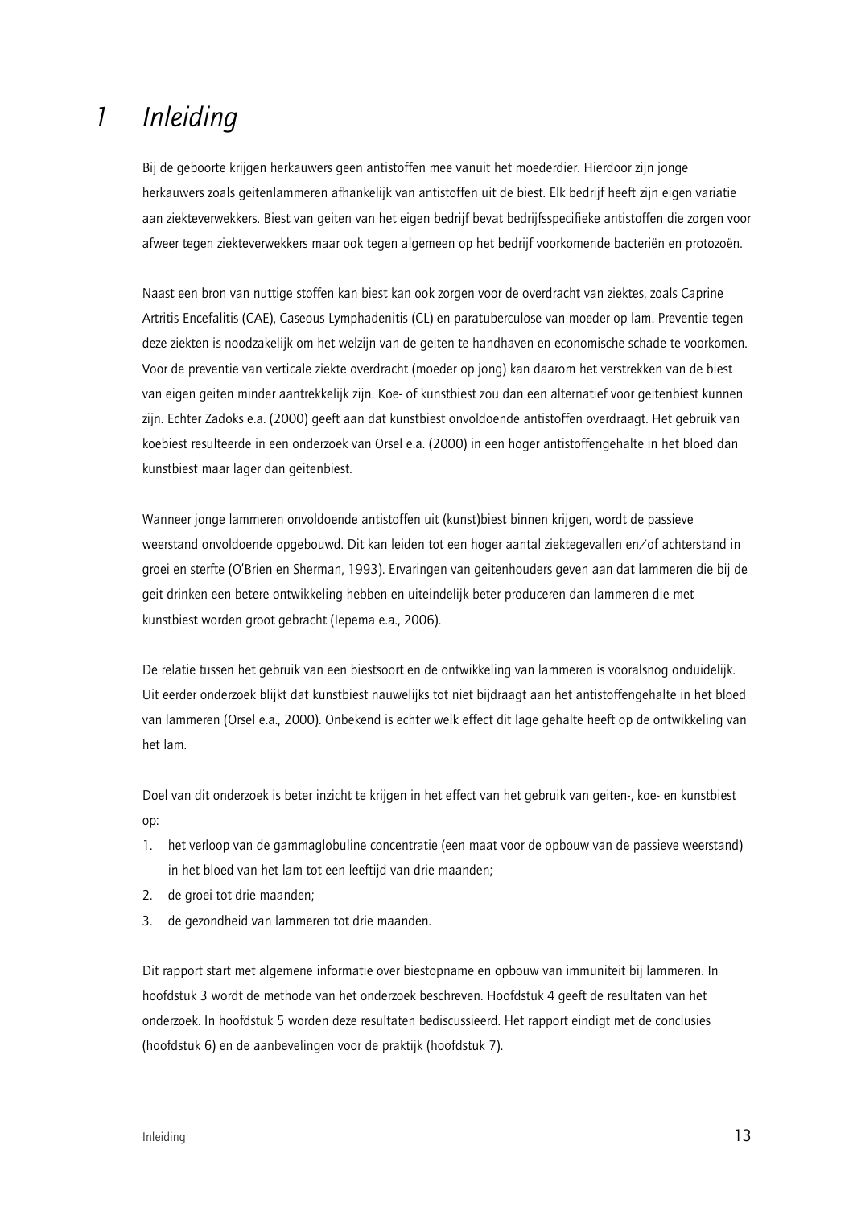# 1 Inleiding

Bij de geboorte krijgen herkauwers geen antistoffen mee vanuit het moederdier. Hierdoor zijn jonge herkauwers zoals geitenlammeren afhankelijk van antistoffen uit de biest. Elk bedrijf heeft zijn eigen variatie aan ziekteverwekkers. Biest van geiten van het eigen bedrijf bevat bedrijfsspecifieke antistoffen die zorgen voor afweer tegen ziekteverwekkers maar ook tegen algemeen op het bedrijf voorkomende bacteriën en protozoën.

Naast een bron van nuttige stoffen kan biest kan ook zorgen voor de overdracht van ziektes, zoals Caprine Artritis Encefalitis (CAE), Caseous Lymphadenitis (CL) en paratuberculose van moeder op lam. Preventie tegen deze ziekten is noodzakelijk om het welzijn van de geiten te handhaven en economische schade te voorkomen. Voor de preventie van verticale ziekte overdracht (moeder op jong) kan daarom het verstrekken van de biest van eigen geiten minder aantrekkelijk zijn. Koe- of kunstbiest zou dan een alternatief voor geitenbiest kunnen zijn. Echter Zadoks e.a. (2000) geeft aan dat kunstbiest onvoldoende antistoffen overdraagt. Het gebruik van koebiest resulteerde in een onderzoek van Orsel e.a. (2000) in een hoger antistoffengehalte in het bloed dan kunstbiest maar lager dan geitenbiest.

Wanneer jonge lammeren onvoldoende antistoffen uit (kunst)biest binnen krijgen, wordt de passieve weerstand onvoldoende opgebouwd. Dit kan leiden tot een hoger aantal ziektegevallen en/of achterstand in groei en sterfte (O'Brien en Sherman, 1993). Ervaringen van geitenhouders geven aan dat lammeren die bij de geit drinken een betere ontwikkeling hebben en uiteindelijk beter produceren dan lammeren die met kunstbiest worden groot gebracht (Iepema e.a., 2006).

De relatie tussen het gebruik van een biestsoort en de ontwikkeling van lammeren is vooralsnog onduidelijk. Uit eerder onderzoek blijkt dat kunstbiest nauwelijks tot niet bijdraagt aan het antistoffengehalte in het bloed van lammeren (Orsel e.a., 2000). Onbekend is echter welk effect dit lage gehalte heeft op de ontwikkeling van het lam.

Doel van dit onderzoek is beter inzicht te krijgen in het effect van het gebruik van geiten-, koe- en kunstbiest op:

1. het verloop van de gammaglobuline concentratie (een maat voor de opbouw van de passieve weerstand) in het bloed van het lam tot een leeftijd van drie maanden;
2. de groei tot drie maanden;
3. de gezondheid van lammeren tot drie maanden.

Dit rapport start met algemene informatie over biestopname en opbouw van immuniteit bij lammeren. In hoofdstuk 3 wordt de methode van het onderzoek beschreven. Hoofdstuk 4 geeft de resultaten van het onderzoek. In hoofdstuk 5 worden deze resultaten bediscussieerd. Het rapport eindigt met de conclusies (hoofdstuk 6) en de aanbevelingen voor de praktijk (hoofdstuk 7).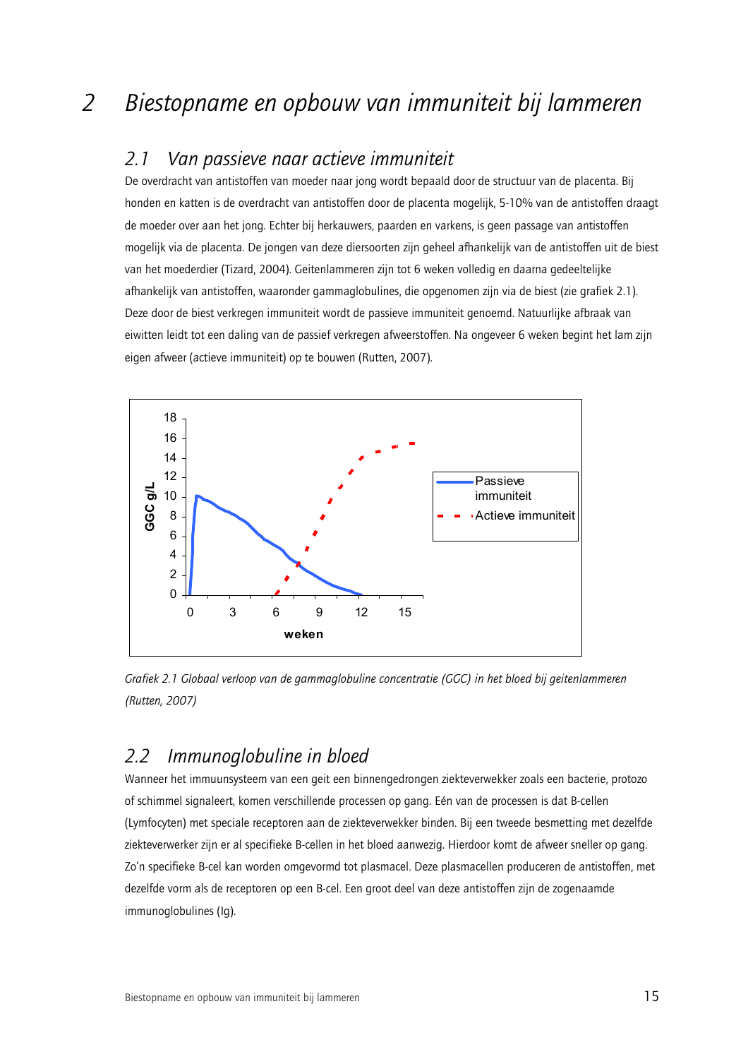# 2 Biestopname en opbouw van immuniteit bij lammeren

## 2.1 Van passieve naar actieve immuniteit

De overdracht van antistoffen van moeder naar jong wordt bepaald door de structuur van de placenta. Bij honden en katten is de overdracht van antistoffen door de placenta mogelijk, 5-10% van de antistoffen draagt de moeder over aan het jong. Echter bij herkauwers, paarden en varkens, is geen passage van antistoffen mogelijk via de placenta. De jongen van deze diersoorten zijn geheel afhankelijk van de antistoffen uit de biest van het moederdier (Tizard, 2004). Geitenlammeren zijn tot 6 weken volledig en daarna gedeeltelijke afhankelijk van antistoffen, waaronder gammaglobulines, die opgenomen zijn via de biest (zie grafiek 2.1). Deze door de biest verkregen immuniteit wordt de passieve immuniteit genoemd. Natuurlijke afbraak van eiwitten leidt tot een daling van de passief verkregen afweerstoffen. Na ongeveer 6 weken begint het lam zijn eigen afweer (actieve immuniteit) op te bouwen (Rutten, 2007).

*Grafiek 2.1 Globaal verloop van de gammaglobuline concentratie (GGC) in het bloed bij geitenlammeren (Rutten, 2007)*

## 2.2 Immunoglobuline in bloed

Wanneer het immuunsysteem van een geit een binnengedrongen ziekteverwekker zoals een bacterie, protozo of schimmel signaleert, komen verschillende processen op gang. Eén van de processen is dat B-cellen (Lymfocyten) met speciale receptoren aan de ziekteverwekker binden. Bij een tweede besmetting met dezelfde ziekteverwerker zijn er al specifieke B-cellen in het bloed aanwezig. Hierdoor komt de afweer sneller op gang. Zo'n specifieke B-cel kan worden omgevormd tot plasmacel. Deze plasmacellen produceren de antistoffen, met dezelfde vorm als de receptoren op een B-cel. Een groot deel van deze antistoffen zijn de zogenaamde immunoglobulines (Ig).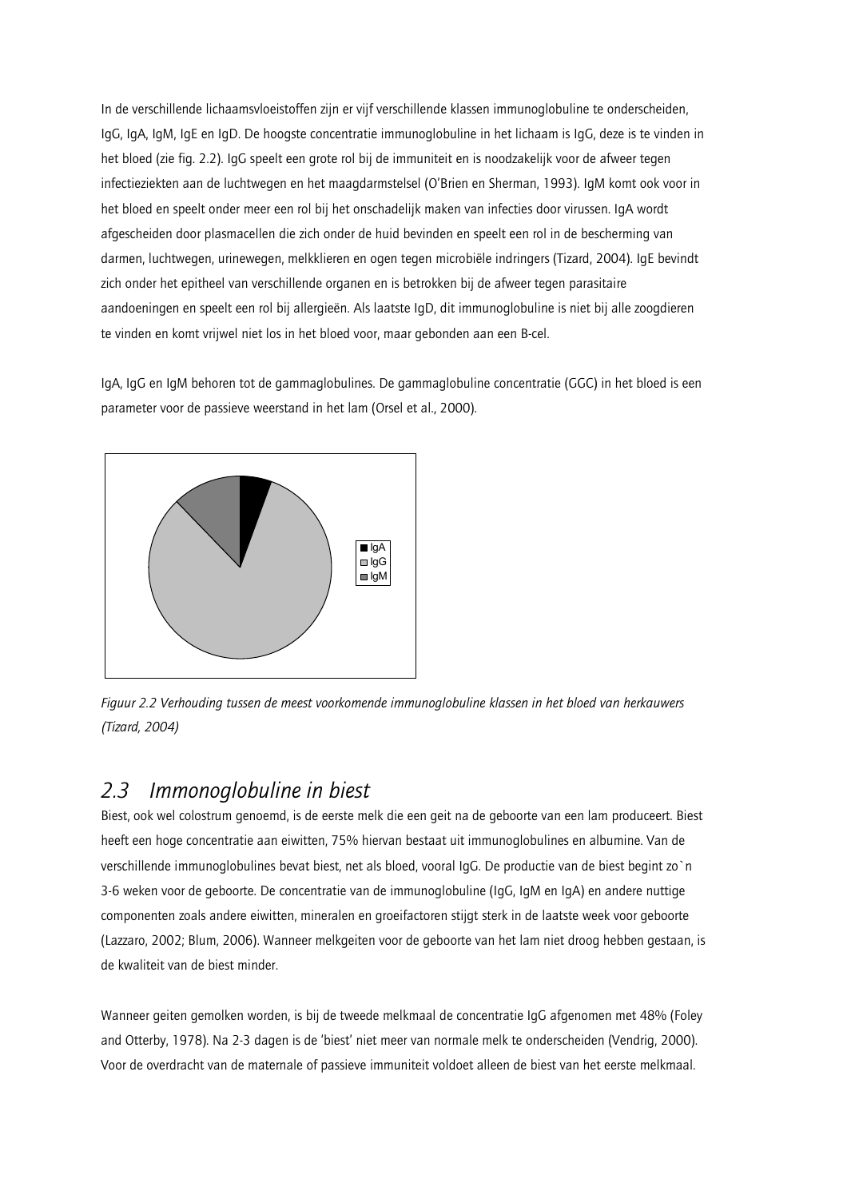In de verschillende lichaamsvloeistoffen zijn er vijf verschillende klassen immunoglobuline te onderscheiden, IgG, IgA, IgM, IgE en IgD. De hoogste concentratie immunoglobuline in het lichaam is IgG, deze is te vinden in het bloed (zie fig. 2.2). IgG speelt een grote rol bij de immuniteit en is noodzakelijk voor de afweer tegen infectieziekten aan de luchtwegen en het maagdarmstelsel (O'Brien en Sherman, 1993). IgM komt ook voor in het bloed en speelt onder meer een rol bij het onschadelijk maken van infecties door virussen. IgA wordt afgescheiden door plasmacellen die zich onder de huid bevinden en speelt een rol in de bescherming van darmen, luchtwegen, urinewegen, melkklieren en ogen tegen microbiële indringers (Tizard, 2004). IgE bevindt zich onder het epitheel van verschillende organen en is betrokken bij de afweer tegen parasitaire aandoeningen en speelt een rol bij allergieën. Als laatste IgD, dit immunoglobuline is niet bij alle zoogdieren te vinden en komt vrijwel niet los in het bloed voor, maar gebonden aan een B-cel.

IgA, IgG en IgM behoren tot de gammaglobulines. De gammaglobuline concentratie (GGC) in het bloed is een parameter voor de passieve weerstand in het lam (Orsel et al., 2000).

*Figuur 2.2 Verhouding tussen de meest voorkomende immunoglobuline klassen in het bloed van herkauwers (Tizard, 2004)*

## *2.3 Immonoglobuline in biest*

Biest, ook wel colostrum genoemd, is de eerste melk die een geit na de geboorte van een lam produceert. Biest heeft een hoge concentratie aan eiwitten, 75% hiervan bestaat uit immunoglobulines en albumine. Van de verschillende immunoglobulines bevat biest, net als bloed, vooral IgG. De productie van de biest begint zo`n 3-6 weken voor de geboorte. De concentratie van de immunoglobuline (IgG, IgM en IgA) en andere nuttige componenten zoals andere eiwitten, mineralen en groeifactoren stijgt sterk in de laatste week voor geboorte (Lazzaro, 2002; Blum, 2006). Wanneer melkgeiten voor de geboorte van het lam niet droog hebben gestaan, is de kwaliteit van de biest minder.

Wanneer geiten gemolken worden, is bij de tweede melkmaal de concentratie IgG afgenomen met 48% (Foley and Otterby, 1978). Na 2-3 dagen is de 'biest' niet meer van normale melk te onderscheiden (Vendrig, 2000). Voor de overdracht van de maternale of passieve immuniteit voldoet alleen de biest van het eerste melkmaal.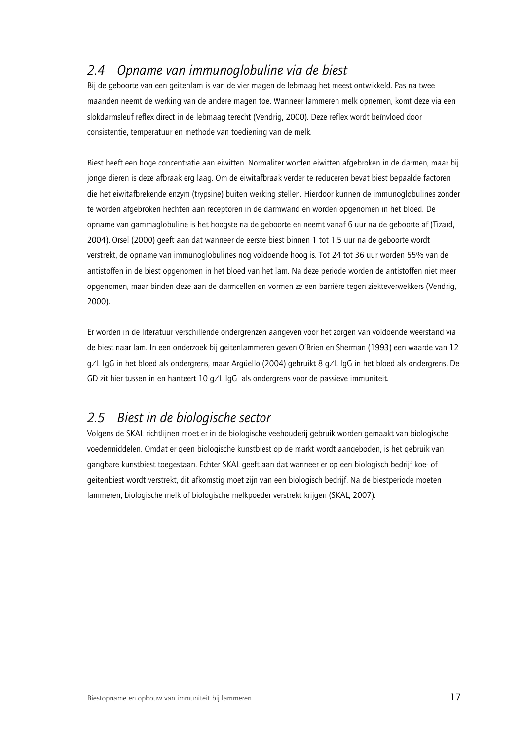## 2.4 Opname van immunoglobuline via de biest

Bij de geboorte van een geitenlam is van de vier magen de lebmaag het meest ontwikkeld. Pas na twee maanden neemt de werking van de andere magen toe. Wanneer lammeren melk opnemen, komt deze via een slokdarmsleuf reflex direct in de lebmaag terecht (Vendrig, 2000). Deze reflex wordt beïnvloed door consistentie, temperatuur en methode van toediening van de melk.

Biest heeft een hoge concentratie aan eiwitten. Normaliter worden eiwitten afgebroken in de darmen, maar bij jonge dieren is deze afbraak erg laag. Om de eiwitafbraak verder te reduceren bevat biest bepaalde factoren die het eiwitafbrekende enzym (trypsine) buiten werking stellen. Hierdoor kunnen de immunoglobulines zonder te worden afgebroken hechten aan receptoren in de darmwand en worden opgenomen in het bloed. De opname van gammaglobuline is het hoogste na de geboorte en neemt vanaf 6 uur na de geboorte af (Tizard, 2004). Orsel (2000) geeft aan dat wanneer de eerste biest binnen 1 tot 1,5 uur na de geboorte wordt verstrekt, de opname van immunoglobulines nog voldoende hoog is. Tot 24 tot 36 uur worden 55% van de antistoffen in de biest opgenomen in het bloed van het lam. Na deze periode worden de antistoffen niet meer opgenomen, maar binden deze aan de darmcellen en vormen ze een barrière tegen ziekteverwekkers (Vendrig, 2000).

Er worden in de literatuur verschillende ondergrenzen aangeven voor het zorgen van voldoende weerstand via de biest naar lam. In een onderzoek bij geitenlammeren geven O'Brien en Sherman (1993) een waarde van 12 g/L IgG in het bloed als ondergrens, maar Argüello (2004) gebruikt 8 g/L IgG in het bloed als ondergrens. De GD zit hier tussen in en hanteert 10 g/L IgG als ondergrens voor de passieve immuniteit.

## 2.5 Biest in de biologische sector

Volgens de SKAL richtlijnen moet er in de biologische veehouderij gebruik worden gemaakt van biologische voedermiddelen. Omdat er geen biologische kunstbiest op de markt wordt aangeboden, is het gebruik van gangbare kunstbiest toegestaan. Echter SKAL geeft aan dat wanneer er op een biologisch bedrijf koe- of geitenbiest wordt verstrekt, dit afkomstig moet zijn van een biologisch bedrijf. Na de biestperiode moeten lammeren, biologische melk of biologische melkpoeder verstrekt krijgen (SKAL, 2007).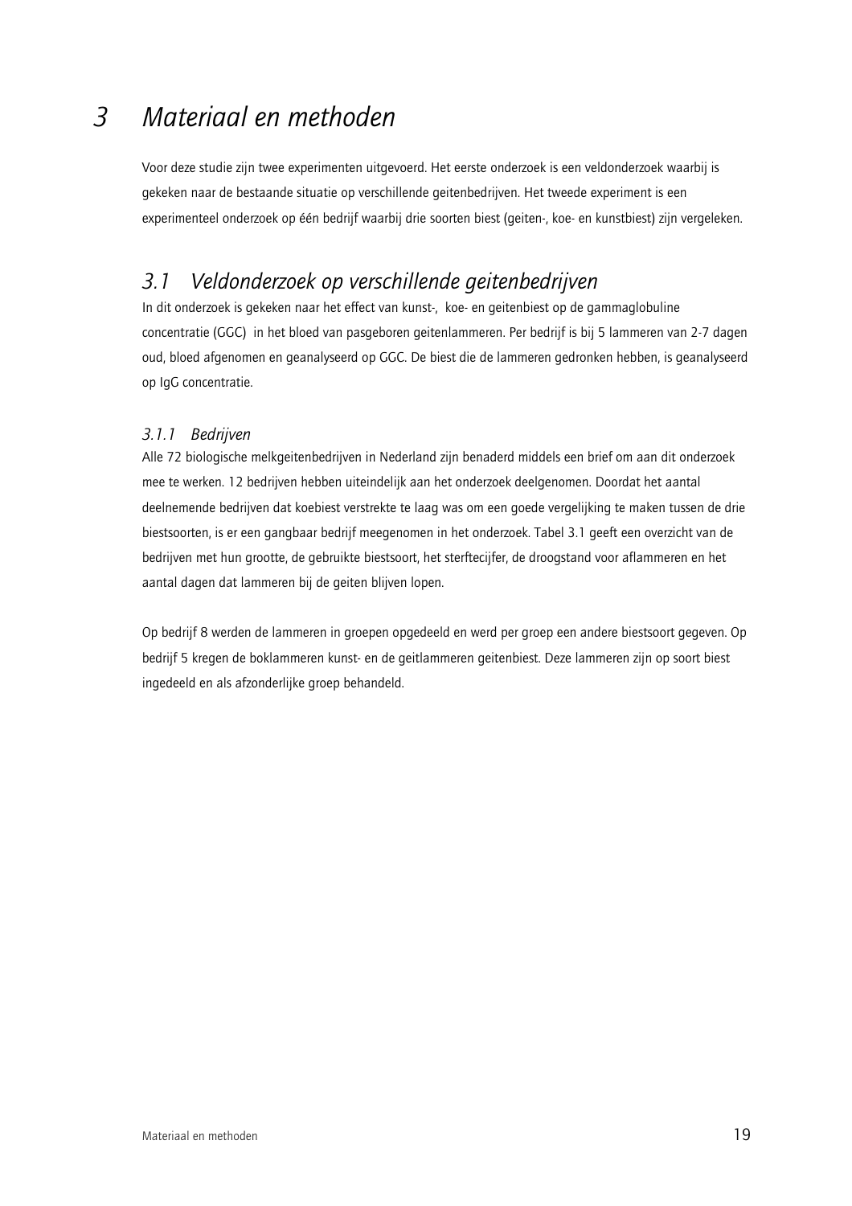# *3 Materiaal en methoden*

Voor deze studie zijn twee experimenten uitgevoerd. Het eerste onderzoek is een veldonderzoek waarbij is gekeken naar de bestaande situatie op verschillende geitenbedrijven. Het tweede experiment is een experimenteel onderzoek op één bedrijf waarbij drie soorten biest (geiten-, koe- en kunstbiest) zijn vergeleken.

## *3.1 Veldonderzoek op verschillende geitenbedrijven*

In dit onderzoek is gekeken naar het effect van kunst-, koe- en geitenbiest op de gammaglobuline concentratie (GGC) in het bloed van pasgeboren geitenlammeren. Per bedrijf is bij 5 lammeren van 2-7 dagen oud, bloed afgenomen en geanalyseerd op GGC. De biest die de lammeren gedronken hebben, is geanalyseerd op IgG concentratie.

### *3.1.1 Bedrijven*

Alle 72 biologische melkgeitenbedrijven in Nederland zijn benaderd middels een brief om aan dit onderzoek mee te werken. 12 bedrijven hebben uiteindelijk aan het onderzoek deelgenomen. Doordat het aantal deelnemende bedrijven dat koebiest verstrekte te laag was om een goede vergelijking te maken tussen de drie biestsoorten, is er een gangbaar bedrijf meegenomen in het onderzoek. Tabel 3.1 geeft een overzicht van de bedrijven met hun grootte, de gebruikte biestsoort, het sterftecijfer, de droogstand voor aflammeren en het aantal dagen dat lammeren bij de geiten blijven lopen.

Op bedrijf 8 werden de lammeren in groepen opgedeeld en werd per groep een andere biestsoort gegeven. Op bedrijf 5 kregen de boklammeren kunst- en de geitlammeren geitenbiest. Deze lammeren zijn op soort biest ingedeeld en als afzonderlijke groep behandeld.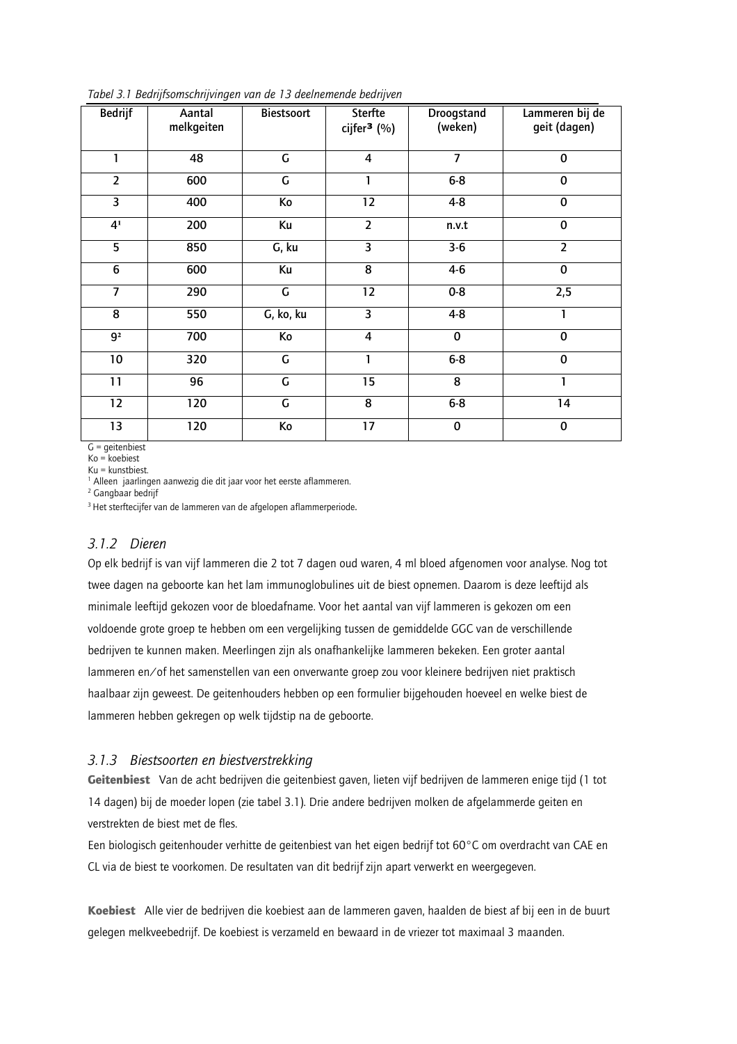*Tabel 3.1 Bedrijfsomschrijvingen van de 13 deelnemende bedrijven*

| Bedrijf | Aantal melkgeiten | Biestsoort | Sterfte cijfer[3] (%) | Droogstand (weken) | Lammeren bij de geit (dagen) |
|---|---|---|---|---|---|
| 1 | 48 | G | 4 | 7 | 0 |
| 2 | 600 | G | 1 | 6-8 | 0 |
| 3 | 400 | Ko | 12 | 4-8 | 0 |
| 4[1] | 200 | Ku | 2 | n.v.t | 0 |
| 5 | 850 | G, ku | 3 | 3-6 | 2 |
| 6 | 600 | Ku | 8 | 4-6 | 0 |
| 7 | 290 | G | 12 | 0-8 | 2,5 |
| 8 | 550 | G, ko, ku | 3 | 4-8 | 1 |
| 9[2] | 700 | Ko | 4 | 0 | 0 |
| 10 | 320 | G | 1 | 6-8 | 0 |
| 11 | 96 | G | 15 | 8 | 1 |
| 12 | 120 | G | 8 | 6-8 | 14 |
| 13 | 120 | Ko | 17 | 0 | 0 |

G = geitenbiest
Ko = koebiest
Ku = kunstbiest.
[1] Alleen jaarlingen aanwezig die dit jaar voor het eerste aflammeren.
[2] Gangbaar bedrijf
[3] Het sterftecijfer van de lammeren van de afgelopen aflammerperiode.

### *3.1.2 Dieren*

Op elk bedrijf is van vijf lammeren die 2 tot 7 dagen oud waren, 4 ml bloed afgenomen voor analyse. Nog tot twee dagen na geboorte kan het lam immunoglobulines uit de biest opnemen. Daarom is deze leeftijd als minimale leeftijd gekozen voor de bloedafname. Voor het aantal van vijf lammeren is gekozen om een voldoende grote groep te hebben om een vergelijking tussen de gemiddelde GGC van de verschillende bedrijven te kunnen maken. Meerlingen zijn als onafhankelijke lammeren bekeken. Een groter aantal lammeren en/of het samenstellen van een onverwante groep zou voor kleinere bedrijven niet praktisch haalbaar zijn geweest. De geitenhouders hebben op een formulier bijgehouden hoeveel en welke biest de lammeren hebben gekregen op welk tijdstip na de geboorte.

### *3.1.3 Biestsoorten en biestverstrekking*

**Geitenbiest** Van de acht bedrijven die geitenbiest gaven, lieten vijf bedrijven de lammeren enige tijd (1 tot 14 dagen) bij de moeder lopen (zie tabel 3.1). Drie andere bedrijven molken de afgelammerde geiten en verstrekten de biest met de fles.

Een biologisch geitenhouder verhitte de geitenbiest van het eigen bedrijf tot 60°C om overdracht van CAE en CL via de biest te voorkomen. De resultaten van dit bedrijf zijn apart verwerkt en weergegeven.

**Koebiest** Alle vier de bedrijven die koebiest aan de lammeren gaven, haalden de biest af bij een in de buurt gelegen melkveebedrijf. De koebiest is verzameld en bewaard in de vriezer tot maximaal 3 maanden.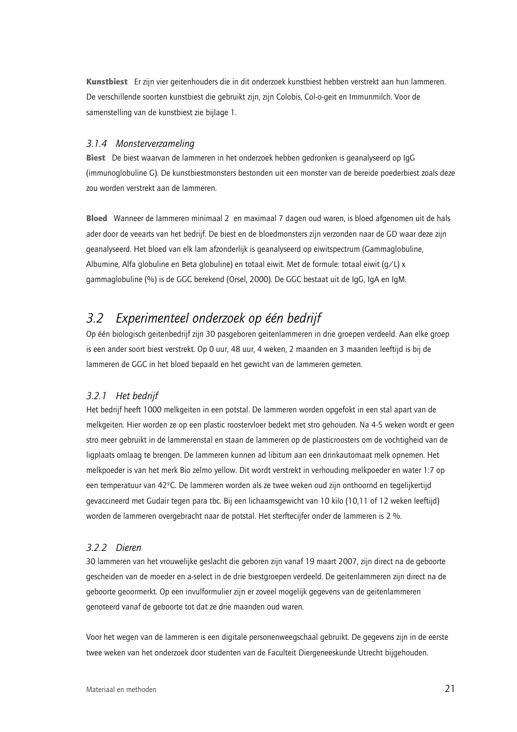**Kunstbiest** Er zijn vier geitenhouders die in dit onderzoek kunstbiest hebben verstrekt aan hun lammeren. De verschillende soorten kunstbiest die gebruikt zijn, zijn Colobis, Col-o-geit en Immunmilch. Voor de samenstelling van de kunstbiest zie bijlage 1.

### *3.1.4 Monsterverzameling*

**Biest** De biest waarvan de lammeren in het onderzoek hebben gedronken is geanalyseerd op IgG (immunoglobuline G). De kunstbiestmonsters bestonden uit een monster van de bereide poederbiest zoals deze zou worden verstrekt aan de lammeren.

**Bloed** Wanneer de lammeren minimaal 2 en maximaal 7 dagen oud waren, is bloed afgenomen uit de hals ader door de veearts van het bedrijf. De biest en de bloedmonsters zijn verzonden naar de GD waar deze zijn geanalyseerd. Het bloed van elk lam afzonderlijk is geanalyseerd op eiwitspectrum (Gammaglobuline, Albumine, Alfa globuline en Beta globuline) en totaal eiwit. Met de formule: totaal eiwit (g/L) x gammaglobuline (%) is de GGC berekend (Orsel, 2000). De GGC bestaat uit de IgG, IgA en IgM.

## *3.2 Experimenteel onderzoek op één bedrijf*

Op één biologisch geitenbedrijf zijn 30 pasgeboren geitenlammeren in drie groepen verdeeld. Aan elke groep is een ander soort biest verstrekt. Op 0 uur, 48 uur, 4 weken, 2 maanden en 3 maanden leeftijd is bij de lammeren de GGC in het bloed bepaald en het gewicht van de lammeren gemeten.

### *3.2.1 Het bedrijf*

Het bedrijf heeft 1000 melkgeiten in een potstal. De lammeren worden opgefokt in een stal apart van de melkgeiten. Hier worden ze op een plastic roostervloer bedekt met stro gehouden. Na 4-5 weken wordt er geen stro meer gebruikt in de lammerenstal en staan de lammeren op de plasticroosters om de vochtigheid van de ligplaats omlaag te brengen. De lammeren kunnen ad libitum aan een drinkautomaat melk opnemen. Het melkpoeder is van het merk Bio zelmo yellow. Dit wordt verstrekt in verhouding melkpoeder en water 1:7 op een temperatuur van 42°C. De lammeren worden als ze twee weken oud zijn onthoornd en tegelijkertijd gevaccineerd met Gudair tegen para tbc. Bij een lichaamsgewicht van 10 kilo (10,11 of 12 weken leeftijd) worden de lammeren overgebracht naar de potstal. Het sterftecijfer onder de lammeren is 2 %.

### *3.2.2 Dieren*

30 lammeren van het vrouwelijke geslacht die geboren zijn vanaf 19 maart 2007, zijn direct na de geboorte gescheiden van de moeder en a-select in de drie biestgroepen verdeeld. De geitenlammeren zijn direct na de geboorte geoormerkt. Op een invulformulier zijn er zoveel mogelijk gegevens van de geitenlammeren genoteerd vanaf de geboorte tot dat ze drie maanden oud waren.

Voor het wegen van de lammeren is een digitale personenweegschaal gebruikt. De gegevens zijn in de eerste twee weken van het onderzoek door studenten van de Faculteit Diergeneeskunde Utrecht bijgehouden.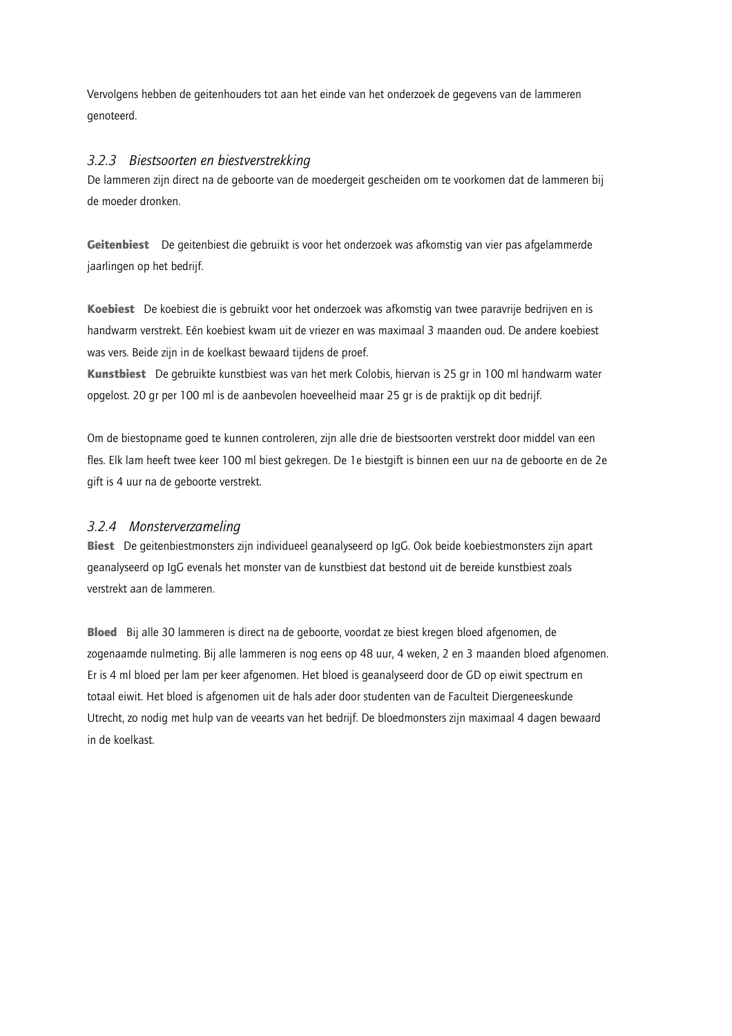Vervolgens hebben de geitenhouders tot aan het einde van het onderzoek de gegevens van de lammeren genoteerd.

### *3.2.3 Biestsoorten en biestverstrekking*

De lammeren zijn direct na de geboorte van de moedergeit gescheiden om te voorkomen dat de lammeren bij de moeder dronken.

**Geitenbiest** De geitenbiest die gebruikt is voor het onderzoek was afkomstig van vier pas afgelammerde jaarlingen op het bedrijf.

**Koebiest** De koebiest die is gebruikt voor het onderzoek was afkomstig van twee paravrije bedrijven en is handwarm verstrekt. Eén koebiest kwam uit de vriezer en was maximaal 3 maanden oud. De andere koebiest was vers. Beide zijn in de koelkast bewaard tijdens de proef.

**Kunstbiest** De gebruikte kunstbiest was van het merk Colobis, hiervan is 25 gr in 100 ml handwarm water opgelost. 20 gr per 100 ml is de aanbevolen hoeveelheid maar 25 gr is de praktijk op dit bedrijf.

Om de biestopname goed te kunnen controleren, zijn alle drie de biestsoorten verstrekt door middel van een fles. Elk lam heeft twee keer 100 ml biest gekregen. De 1e biestgift is binnen een uur na de geboorte en de 2e gift is 4 uur na de geboorte verstrekt.

### *3.2.4 Monsterverzameling*

**Biest** De geitenbiestmonsters zijn individueel geanalyseerd op IgG. Ook beide koebiestmonsters zijn apart geanalyseerd op IgG evenals het monster van de kunstbiest dat bestond uit de bereide kunstbiest zoals verstrekt aan de lammeren.

**Bloed** Bij alle 30 lammeren is direct na de geboorte, voordat ze biest kregen bloed afgenomen, de zogenaamde nulmeting. Bij alle lammeren is nog eens op 48 uur, 4 weken, 2 en 3 maanden bloed afgenomen. Er is 4 ml bloed per lam per keer afgenomen. Het bloed is geanalyseerd door de GD op eiwit spectrum en totaal eiwit. Het bloed is afgenomen uit de hals ader door studenten van de Faculteit Diergeneeskunde Utrecht, zo nodig met hulp van de veearts van het bedrijf. De bloedmonsters zijn maximaal 4 dagen bewaard in de koelkast.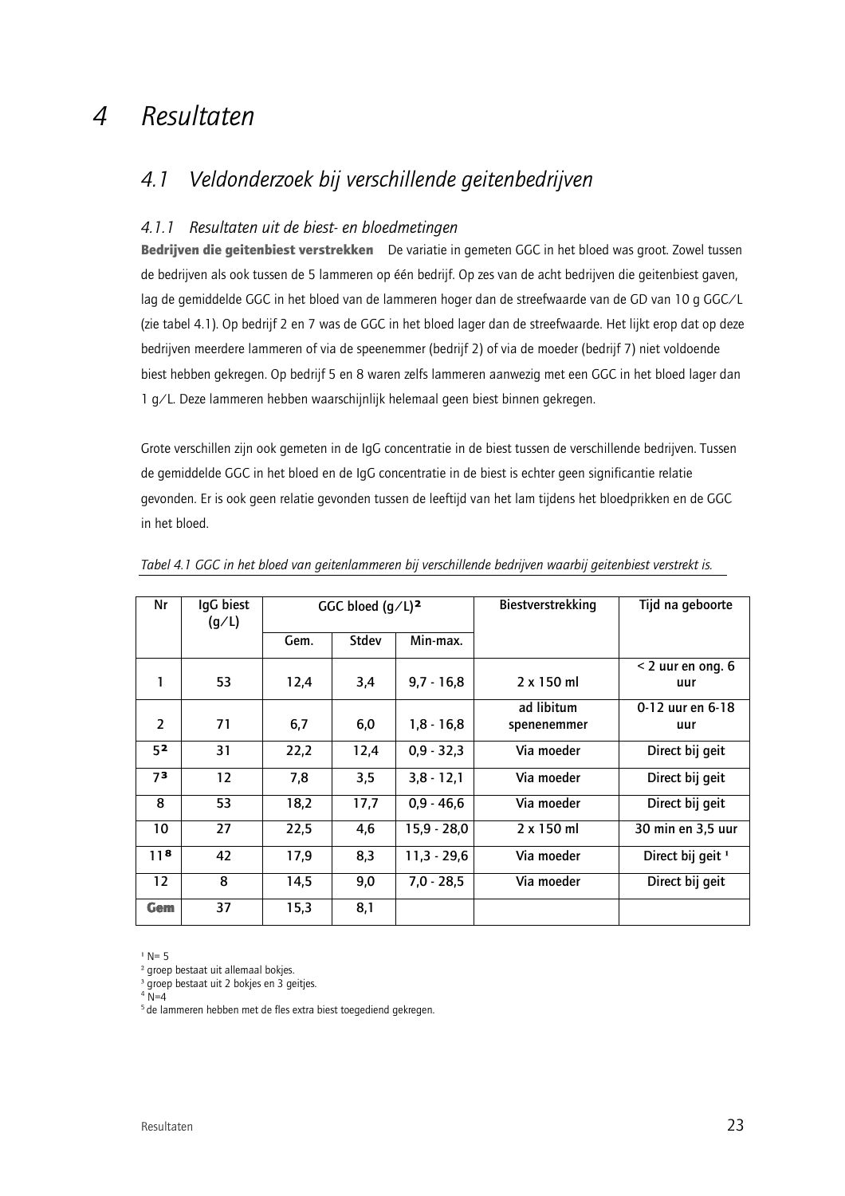# 4 Resultaten

## 4.1 Veldonderzoek bij verschillende geitenbedrijven

### 4.1.1 Resultaten uit de biest- en bloedmetingen

**Bedrijven die geitenbiest verstrekken** De variatie in gemeten GGC in het bloed was groot. Zowel tussen de bedrijven als ook tussen de 5 lammeren op één bedrijf. Op zes van de acht bedrijven die geitenbiest gaven, lag de gemiddelde GGC in het bloed van de lammeren hoger dan de streefwaarde van de GD van 10 g GGC/L (zie tabel 4.1). Op bedrijf 2 en 7 was de GGC in het bloed lager dan de streefwaarde. Het lijkt erop dat op deze bedrijven meerdere lammeren of via de speenemmer (bedrijf 2) of via de moeder (bedrijf 7) niet voldoende biest hebben gekregen. Op bedrijf 5 en 8 waren zelfs lammeren aanwezig met een GGC in het bloed lager dan 1 g/L. Deze lammeren hebben waarschijnlijk helemaal geen biest binnen gekregen.

Grote verschillen zijn ook gemeten in de IgG concentratie in de biest tussen de verschillende bedrijven. Tussen de gemiddelde GGC in het bloed en de IgG concentratie in de biest is echter geen significantie relatie gevonden. Er is ook geen relatie gevonden tussen de leeftijd van het lam tijdens het bloedprikken en de GGC in het bloed.

*Tabel 4.1 GGC in het bloed van geitenlammeren bij verschillende bedrijven waarbij geitenbiest verstrekt is.*

| Nr | IgG biest (g/L) | GGC bloed (g/L)[2] | | | Biestverstrekking | Tijd na geboorte |
|---|---|---|---|---|---|---|
| | | Gem. | Stdev | Min-max. | | |
| 1 | 53 | 12,4 | 3,4 | 9,7 - 16,8 | 2 x 150 ml | < 2 uur en ong. 6 uur |
| 2 | 71 | 6,7 | 6,0 | 1,8 - 16,8 | ad libitum spenenemmer | 0-12 uur en 6-18 uur |
| 5[2] | 31 | 22,2 | 12,4 | 0,9 - 32,3 | Via moeder | Direct bij geit |
| 7[3] | 12 | 7,8 | 3,5 | 3,8 - 12,1 | Via moeder | Direct bij geit |
| 8 | 53 | 18,2 | 17,7 | 0,9 - 46,6 | Via moeder | Direct bij geit |
| 10 | 27 | 22,5 | 4,6 | 15,9 - 28,0 | 2 x 150 ml | 30 min en 3,5 uur |
| 11[8] | 42 | 17,9 | 8,3 | 11,3 - 29,6 | Via moeder | Direct bij geit [1] |
| 12 | 8 | 14,5 | 9,0 | 7,0 - 28,5 | Via moeder | Direct bij geit |
| **Gem** | 37 | 15,3 | 8,1 | | | |

[1] N= 5
[2] groep bestaat uit allemaal bokjes.
[3] groep bestaat uit 2 bokjes en 3 geitjes.
[4] N=4
[5] de lammeren hebben met de fles extra biest toegediend gekregen.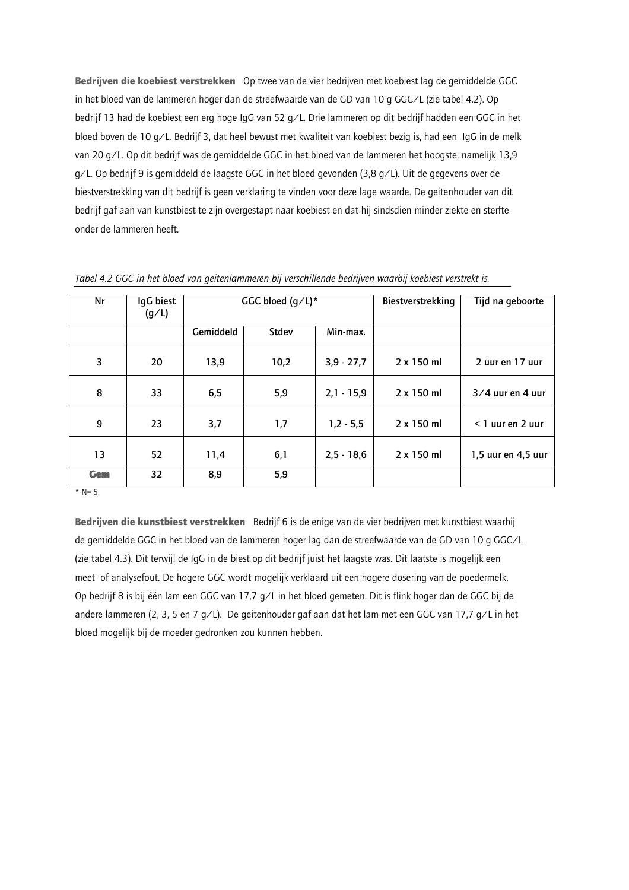**Bedrijven die koebiest verstrekken** Op twee van de vier bedrijven met koebiest lag de gemiddelde GGC in het bloed van de lammeren hoger dan de streefwaarde van de GD van 10 g GGC/L (zie tabel 4.2). Op bedrijf 13 had de koebiest een erg hoge IgG van 52 g/L. Drie lammeren op dit bedrijf hadden een GGC in het bloed boven de 10 g/L. Bedrijf 3, dat heel bewust met kwaliteit van koebiest bezig is, had een IgG in de melk van 20 g/L. Op dit bedrijf was de gemiddelde GGC in het bloed van de lammeren het hoogste, namelijk 13,9 g/L. Op bedrijf 9 is gemiddeld de laagste GGC in het bloed gevonden (3,8 g/L). Uit de gegevens over de biestverstrekking van dit bedrijf is geen verklaring te vinden voor deze lage waarde. De geitenhouder van dit bedrijf gaf aan van kunstbiest te zijn overgestapt naar koebiest en dat hij sindsdien minder ziekte en sterfte onder de lammeren heeft.

*Tabel 4.2 GGC in het bloed van geitenlammeren bij verschillende bedrijven waarbij koebiest verstrekt is.*

| Nr | IgG biest (g/L) | GGC bloed (g/L)* | | | Biestverstrekking | Tijd na geboorte |
|---|---|---|---|---|---|---|
| | | Gemiddeld | Stdev | Min-max. | | |
| 3 | 20 | 13,9 | 10,2 | 3,9 - 27,7 | 2 x 150 ml | 2 uur en 17 uur |
| 8 | 33 | 6,5 | 5,9 | 2,1 - 15,9 | 2 x 150 ml | 3/4 uur en 4 uur |
| 9 | 23 | 3,7 | 1,7 | 1,2 - 5,5 | 2 x 150 ml | < 1 uur en 2 uur |
| 13 | 52 | 11,4 | 6,1 | 2,5 - 18,6 | 2 x 150 ml | 1,5 uur en 4,5 uur |
| **Gem** | 32 | 8,9 | 5,9 | | | |

\* N= 5.

**Bedrijven die kunstbiest verstrekken** Bedrijf 6 is de enige van de vier bedrijven met kunstbiest waarbij de gemiddelde GGC in het bloed van de lammeren hoger lag dan de streefwaarde van de GD van 10 g GGC/L (zie tabel 4.3). Dit terwijl de IgG in de biest op dit bedrijf juist het laagste was. Dit laatste is mogelijk een meet- of analysefout. De hogere GGC wordt mogelijk verklaard uit een hogere dosering van de poedermelk. Op bedrijf 8 is bij één lam een GGC van 17,7 g/L in het bloed gemeten. Dit is flink hoger dan de GGC bij de andere lammeren (2, 3, 5 en 7 g/L). De geitenhouder gaf aan dat het lam met een GGC van 17,7 g/L in het bloed mogelijk bij de moeder gedronken zou kunnen hebben.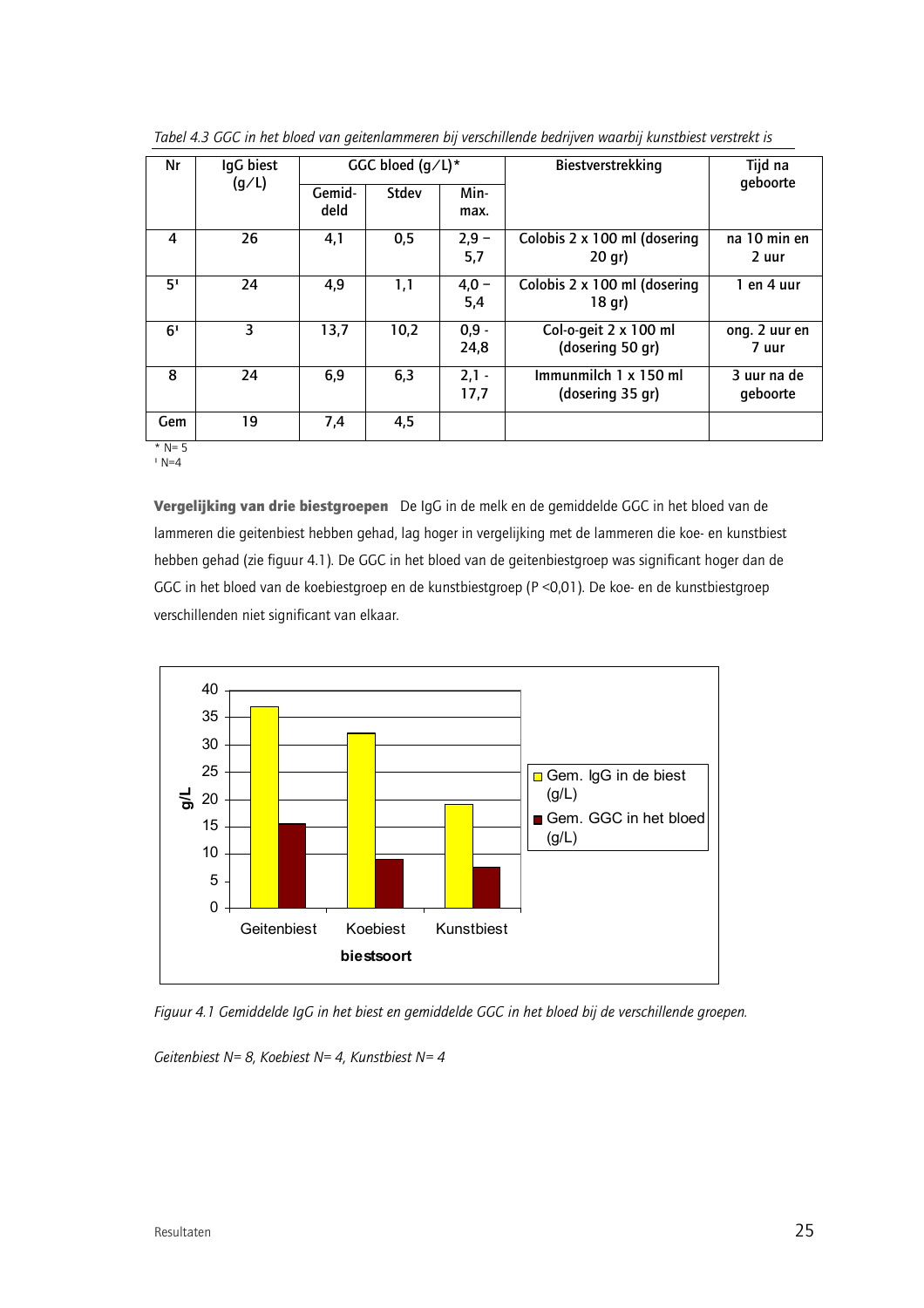*Tabel 4.3 GGC in het bloed van geitenlammeren bij verschillende bedrijven waarbij kunstbiest verstrekt is*

| Nr | IgG biest (g/L) | GGC bloed (g/L)* | | | Biestverstrekking | Tijd na geboorte |
|---|---|---|---|---|---|---|
| | | Gemid-deld | Stdev | Min-max. | | |
| 4 | 26 | 4,1 | 0,5 | 2,9 – 5,7 | Colobis 2 x 100 ml (dosering 20 gr) | na 10 min en 2 uur |
| 5[1] | 24 | 4,9 | 1,1 | 4,0 – 5,4 | Colobis 2 x 100 ml (dosering 18 gr) | 1 en 4 uur |
| 6[1] | 3 | 13,7 | 10,2 | 0,9 - 24,8 | Col-o-geit 2 x 100 ml (dosering 50 gr) | ong. 2 uur en 7 uur |
| 8 | 24 | 6,9 | 6,3 | 2,1 - 17,7 | Immunmilch 1 x 150 ml (dosering 35 gr) | 3 uur na de geboorte |
| Gem | 19 | 7,4 | 4,5 | | | |

\* N= 5
[1] N=4

**Vergelijking van drie biestgroepen** De IgG in de melk en de gemiddelde GGC in het bloed van de lammeren die geitenbiest hebben gehad, lag hoger in vergelijking met de lammeren die koe- en kunstbiest hebben gehad (zie figuur 4.1). De GGC in het bloed van de geitenbiestgroep was significant hoger dan de GGC in het bloed van de koebiestgroep en de kunstbiestgroep (P <0,01). De koe- en de kunstbiestgroep verschillenden niet significant van elkaar.

*Figuur 4.1 Gemiddelde IgG in het biest en gemiddelde GGC in het bloed bij de verschillende groepen.*

*Geitenbiest N= 8, Koebiest N= 4, Kunstbiest N= 4*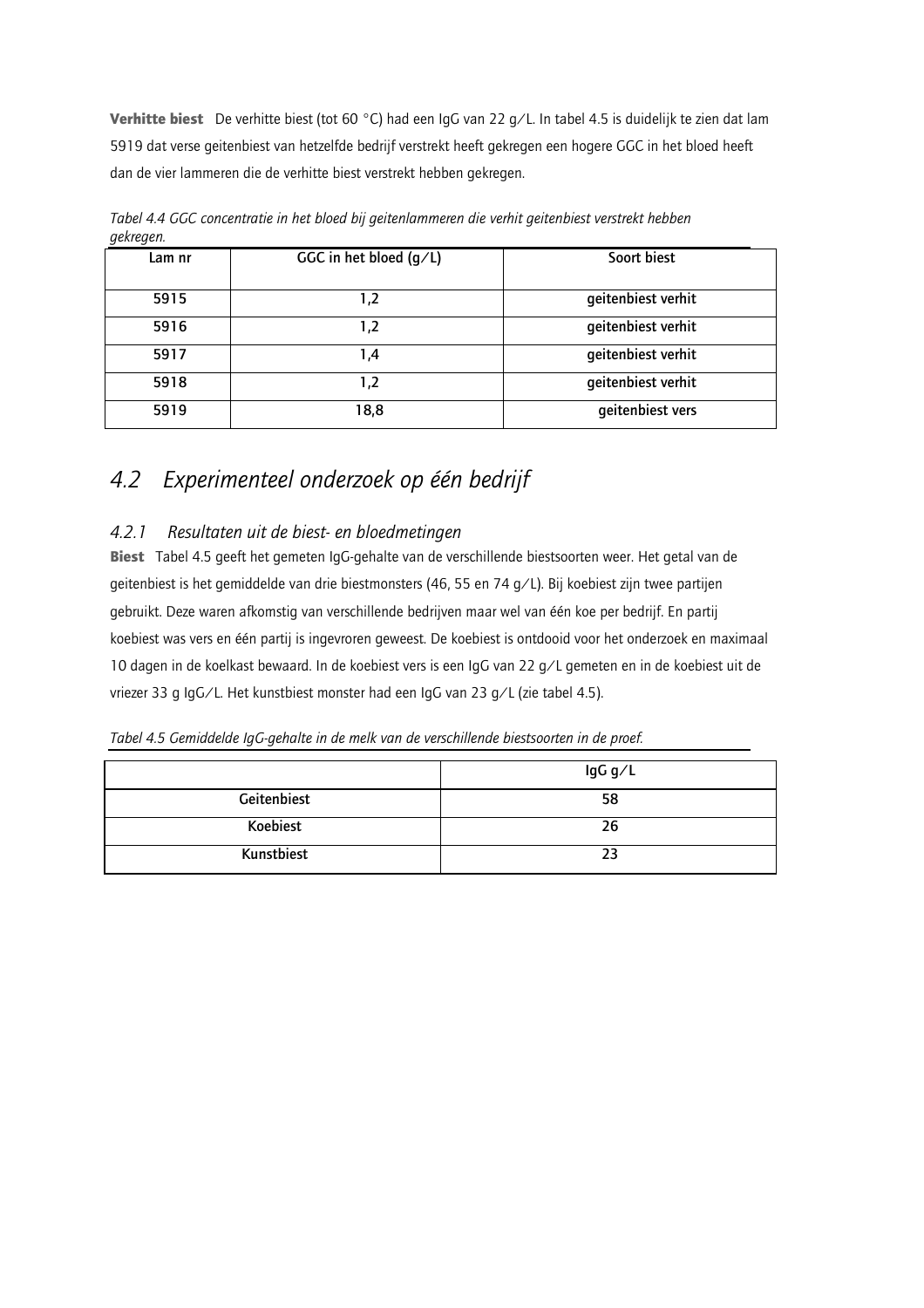**Verhitte biest** De verhitte biest (tot 60 °C) had een IgG van 22 g/L. In tabel 4.5 is duidelijk te zien dat lam 5919 dat verse geitenbiest van hetzelfde bedrijf verstrekt heeft gekregen een hogere GGC in het bloed heeft dan de vier lammeren die de verhitte biest verstrekt hebben gekregen.

*Tabel 4.4 GGC concentratie in het bloed bij geitenlammeren die verhit geitenbiest verstrekt hebben gekregen.*

| Lam nr | GGC in het bloed (g/L) | Soort biest |
|---|---|---|
| 5915 | 1,2 | geitenbiest verhit |
| 5916 | 1,2 | geitenbiest verhit |
| 5917 | 1,4 | geitenbiest verhit |
| 5918 | 1,2 | geitenbiest verhit |
| 5919 | 18,8 | geitenbiest vers |

## 4.2 Experimenteel onderzoek op één bedrijf

### 4.2.1 Resultaten uit de biest- en bloedmetingen

**Biest** Tabel 4.5 geeft het gemeten IgG-gehalte van de verschillende biestsoorten weer. Het getal van de geitenbiest is het gemiddelde van drie biestmonsters (46, 55 en 74 g/L). Bij koebiest zijn twee partijen gebruikt. Deze waren afkomstig van verschillende bedrijven maar wel van één koe per bedrijf. En partij koebiest was vers en één partij is ingevroren geweest. De koebiest is ontdooid voor het onderzoek en maximaal 10 dagen in de koelkast bewaard. In de koebiest vers is een IgG van 22 g/L gemeten en in de koebiest uit de vriezer 33 g IgG/L. Het kunstbiest monster had een IgG van 23 g/L (zie tabel 4.5).

*Tabel 4.5 Gemiddelde IgG-gehalte in de melk van de verschillende biestsoorten in de proef.*

| | IgG g/L |
|---|---|
| Geitenbiest | 58 |
| Koebiest | 26 |
| Kunstbiest | 23 |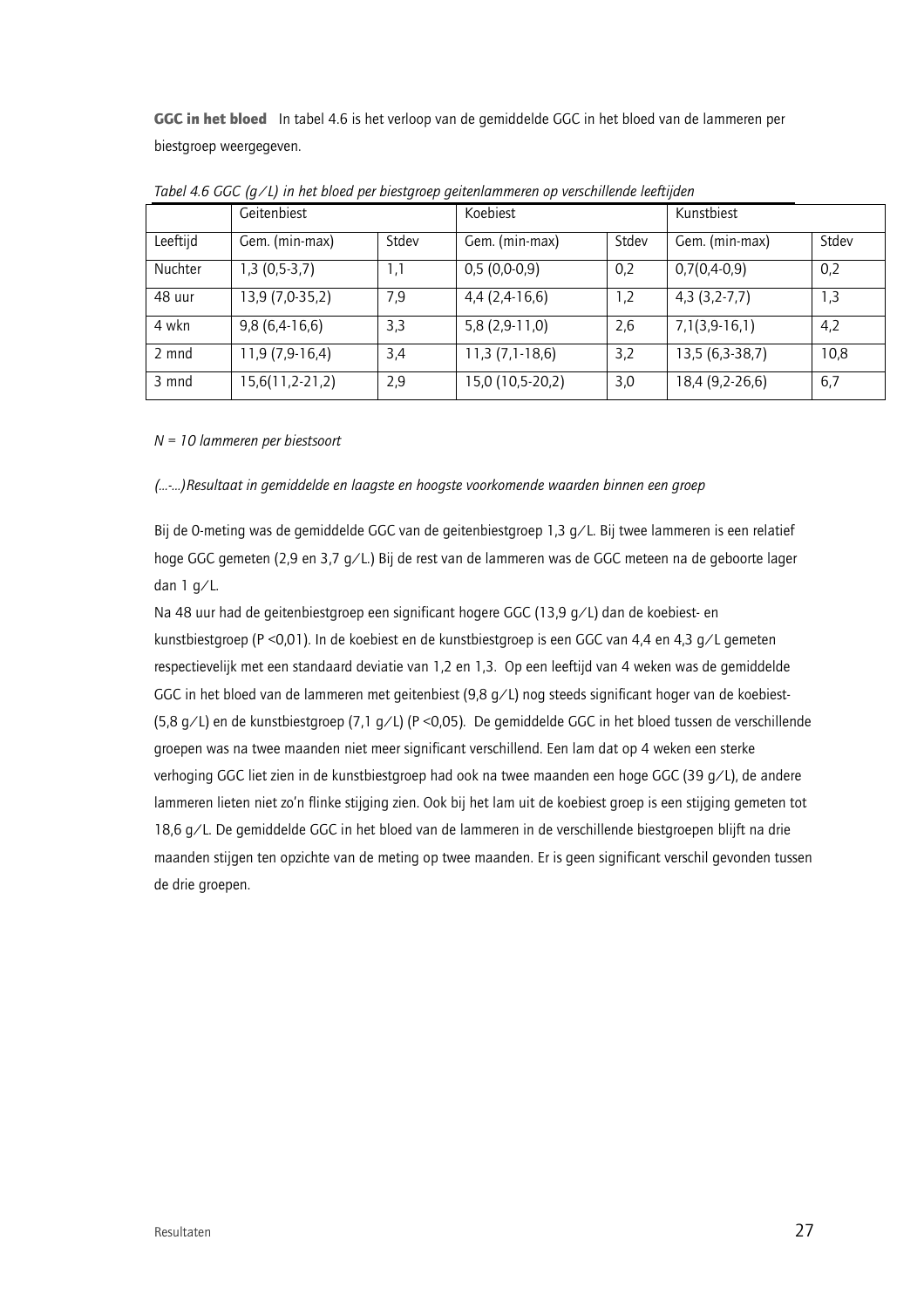**GGC in het bloed** In tabel 4.6 is het verloop van de gemiddelde GGC in het bloed van de lammeren per biestgroep weergegeven.

*Tabel 4.6 GGC (g/L) in het bloed per biestgroep geitenlammeren op verschillende leeftijden*

| | Geitenbiest | | Koebiest | | Kunstbiest | |
|---|---|---|---|---|---|---|
| Leeftijd | Gem. (min-max) | Stdev | Gem. (min-max) | Stdev | Gem. (min-max) | Stdev |
| Nuchter | 1,3 (0,5-3,7) | 1,1 | 0,5 (0,0-0,9) | 0,2 | 0,7(0,4-0,9) | 0,2 |
| 48 uur | 13,9 (7,0-35,2) | 7,9 | 4,4 (2,4-16,6) | 1,2 | 4,3 (3,2-7,7) | 1,3 |
| 4 wkn | 9,8 (6,4-16,6) | 3,3 | 5,8 (2,9-11,0) | 2,6 | 7,1(3,9-16,1) | 4,2 |
| 2 mnd | 11,9 (7,9-16,4) | 3,4 | 11,3 (7,1-18,6) | 3,2 | 13,5 (6,3-38,7) | 10,8 |
| 3 mnd | 15,6(11,2-21,2) | 2,9 | 15,0 (10,5-20,2) | 3,0 | 18,4 (9,2-26,6) | 6,7 |

*N = 10 lammeren per biestsoort*

*(...-...)Resultaat in gemiddelde en laagste en hoogste voorkomende waarden binnen een groep*

Bij de 0-meting was de gemiddelde GGC van de geitenbiestgroep 1,3 g/L. Bij twee lammeren is een relatief hoge GGC gemeten (2,9 en 3,7 g/L.) Bij de rest van de lammeren was de GGC meteen na de geboorte lager dan 1 g/L.

Na 48 uur had de geitenbiestgroep een significant hogere GGC (13,9 g/L) dan de koebiest- en kunstbiestgroep (P <0,01). In de koebiest en de kunstbiestgroep is een GGC van 4,4 en 4,3 g/L gemeten respectievelijk met een standaard deviatie van 1,2 en 1,3. Op een leeftijd van 4 weken was de gemiddelde GGC in het bloed van de lammeren met geitenbiest (9,8 g/L) nog steeds significant hoger van de koebiest- (5,8 g/L) en de kunstbiestgroep (7,1 g/L) (P <0,05). De gemiddelde GGC in het bloed tussen de verschillende groepen was na twee maanden niet meer significant verschillend. Een lam dat op 4 weken een sterke verhoging GGC liet zien in de kunstbiestgroep had ook na twee maanden een hoge GGC (39 g/L), de andere lammeren lieten niet zo'n flinke stijging zien. Ook bij het lam uit de koebiest groep is een stijging gemeten tot 18,6 g/L. De gemiddelde GGC in het bloed van de lammeren in de verschillende biestgroepen blijft na drie maanden stijgen ten opzichte van de meting op twee maanden. Er is geen significant verschil gevonden tussen de drie groepen.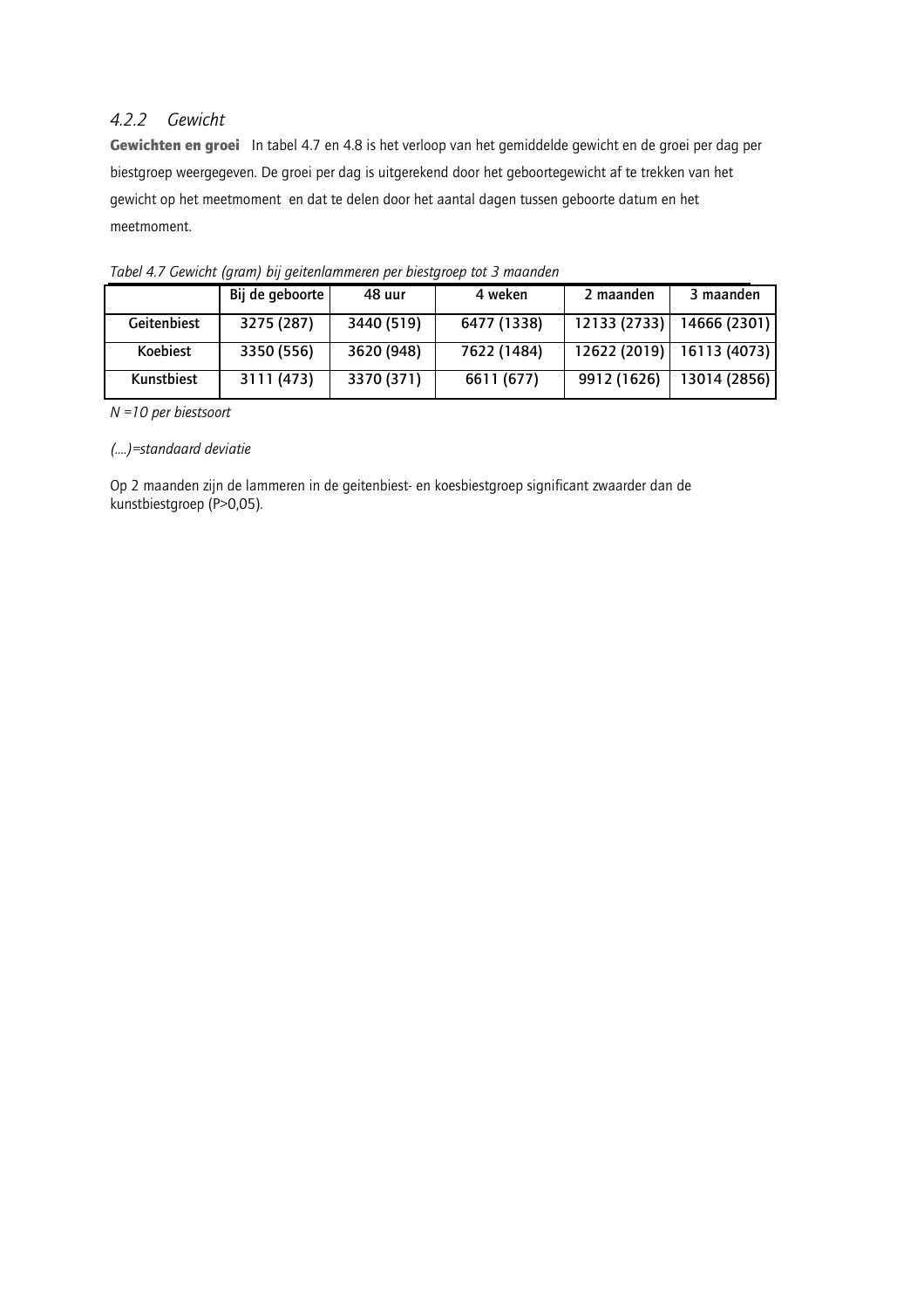### 4.2.2 Gewicht

**Gewichten en groei** In tabel 4.7 en 4.8 is het verloop van het gemiddelde gewicht en de groei per dag per biestgroep weergegeven. De groei per dag is uitgerekend door het geboortegewicht af te trekken van het gewicht op het meetmoment en dat te delen door het aantal dagen tussen geboorte datum en het meetmoment.

*Tabel 4.7 Gewicht (gram) bij geitenlammeren per biestgroep tot 3 maanden*

| | Bij de geboorte | 48 uur | 4 weken | 2 maanden | 3 maanden |
|---|---|---|---|---|---|
| Geitenbiest | 3275 (287) | 3440 (519) | 6477 (1338) | 12133 (2733) | 14666 (2301) |
| Koebiest | 3350 (556) | 3620 (948) | 7622 (1484) | 12622 (2019) | 16113 (4073) |
| Kunstbiest | 3111 (473) | 3370 (371) | 6611 (677) | 9912 (1626) | 13014 (2856) |

*N =10 per biestsoort*

*(....)=standaard deviatie*

Op 2 maanden zijn de lammeren in de geitenbiest- en koesbiestgroep significant zwaarder dan de kunstbiestgroep ($P>0,05$).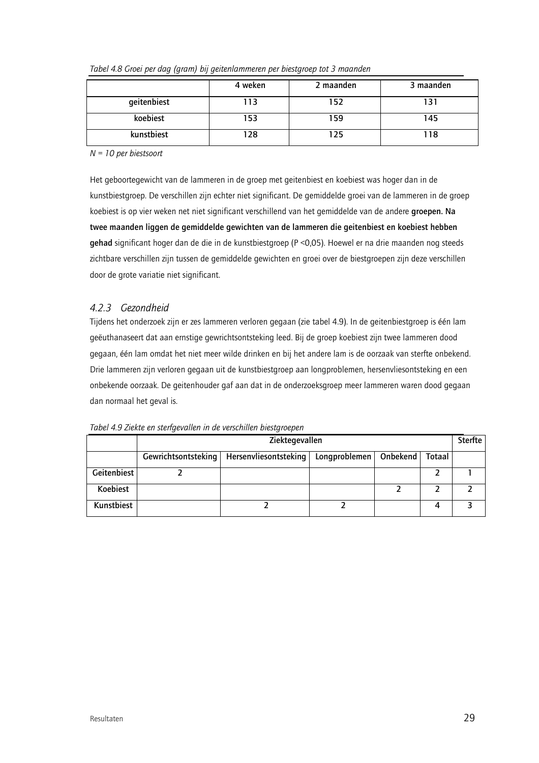*Tabel 4.8 Groei per dag (gram) bij geitenlammeren per biestgroep tot 3 maanden*

| | 4 weken | 2 maanden | 3 maanden |
|---|---|---|---|
| geitenbiest | 113 | 152 | 131 |
| koebiest | 153 | 159 | 145 |
| kunstbiest | 128 | 125 | 118 |

*N = 10 per biestsoort*

Het geboortegewicht van de lammeren in de groep met geitenbiest en koebiest was hoger dan in de kunstbiestgroep. De verschillen zijn echter niet significant. De gemiddelde groei van de lammeren in de groep koebiest is op vier weken net niet significant verschillend van het gemiddelde van de andere **groepen. Na twee maanden liggen de gemiddelde gewichten van de lammeren die geitenbiest en koebiest hebben gehad** significant hoger dan de die in de kunstbiestgroep ($P < 0,05$). Hoewel er na drie maanden nog steeds zichtbare verschillen zijn tussen de gemiddelde gewichten en groei over de biestgroepen zijn deze verschillen door de grote variatie niet significant.

### *4.2.3 Gezondheid*

Tijdens het onderzoek zijn er zes lammeren verloren gegaan (zie tabel 4.9). In de geitenbiestgroep is één lam geëuthanaseert dat aan ernstige gewrichtsontsteking leed. Bij de groep koebiest zijn twee lammeren dood gegaan, één lam omdat het niet meer wilde drinken en bij het andere lam is de oorzaak van sterfte onbekend. Drie lammeren zijn verloren gegaan uit de kunstbiestgroep aan longproblemen, hersenvliesontsteking en een onbekende oorzaak. De geitenhouder gaf aan dat in de onderzoeksgroep meer lammeren waren dood gegaan dan normaal het geval is.

*Tabel 4.9 Ziekte en sterfgevallen in de verschillen biestgroepen*

| | Ziektegevallen | | | | | Sterfte |
|---|---|---|---|---|---|---|
| | Gewrichtsontsteking | Hersenvliesontsteking | Longproblemen | Onbekend | Totaal | |
| **Geitenbiest** | 2 | | | | 2 | 1 |
| **Koebiest** | | | | 2 | 2 | 2 |
| **Kunstbiest** | | 2 | 2 | | 4 | 3 |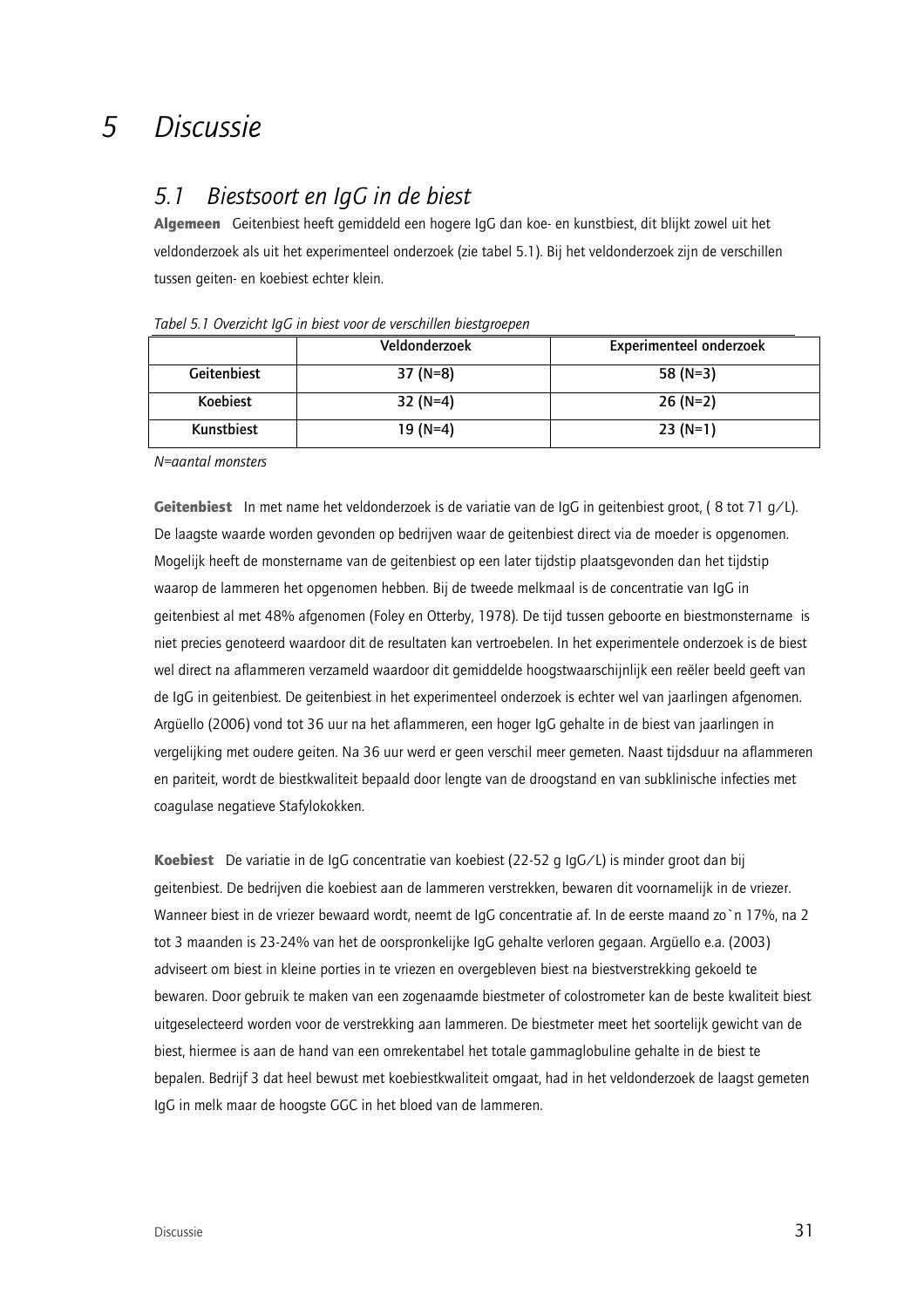#  5 Discussie

## 5.1 Biestsoort en IgG in de biest

**Algemeen** Geitenbiest heeft gemiddeld een hogere IgG dan koe- en kunstbiest, dit blijkt zowel uit het veldonderzoek als uit het experimenteel onderzoek (zie tabel 5.1). Bij het veldonderzoek zijn de verschillen tussen geiten- en koebiest echter klein.

*Tabel 5.1 Overzicht IgG in biest voor de verschillen biestgroepen*

| | Veldonderzoek | Experimenteel onderzoek |
|---|---|---|
| Geitenbiest | 37 (N=8) | 58 (N=3) |
| Koebiest | 32 (N=4) | 26 (N=2) |
| Kunstbiest | 19 (N=4) | 23 (N=1) |

*N=aantal monsters*

**Geitenbiest** In met name het veldonderzoek is de variatie van de IgG in geitenbiest groot, ( 8 tot 71 g/L). De laagste waarde worden gevonden op bedrijven waar de geitenbiest direct via de moeder is opgenomen. Mogelijk heeft de monstername van de geitenbiest op een later tijdstip plaatsgevonden dan het tijdstip waarop de lammeren het opgenomen hebben. Bij de tweede melkmaal is de concentratie van IgG in geitenbiest al met 48% afgenomen (Foley en Otterby, 1978). De tijd tussen geboorte en biestmonstername is niet precies genoteerd waardoor dit de resultaten kan vertroebelen. In het experimentele onderzoek is de biest wel direct na aflammeren verzameld waardoor dit gemiddelde hoogstwaarschijnlijk een reëler beeld geeft van de IgG in geitenbiest. De geitenbiest in het experimenteel onderzoek is echter wel van jaarlingen afgenomen. Argüello (2006) vond tot 36 uur na het aflammeren, een hoger IgG gehalte in de biest van jaarlingen in vergelijking met oudere geiten. Na 36 uur werd er geen verschil meer gemeten. Naast tijdsduur na aflammeren en pariteit, wordt de biestkwaliteit bepaald door lengte van de droogstand en van subklinische infecties met coagulase negatieve Stafylokokken.

**Koebiest** De variatie in de IgG concentratie van koebiest (22-52 g IgG/L) is minder groot dan bij geitenbiest. De bedrijven die koebiest aan de lammeren verstrekken, bewaren dit voornamelijk in de vriezer. Wanneer biest in de vriezer bewaard wordt, neemt de IgG concentratie af. In de eerste maand zo`n 17%, na 2 tot 3 maanden is 23-24% van het de oorspronkelijke IgG gehalte verloren gegaan. Argüello e.a. (2003) adviseert om biest in kleine porties in te vriezen en overgebleven biest na biestverstrekking gekoeld te bewaren. Door gebruik te maken van een zogenaamde biestmeter of colostrometer kan de beste kwaliteit biest uitgeselecteerd worden voor de verstrekking aan lammeren. De biestmeter meet het soortelijk gewicht van de biest, hiermee is aan de hand van een omrekentabel het totale gammaglobuline gehalte in de biest te bepalen. Bedrijf 3 dat heel bewust met koebiestkwaliteit omgaat, had in het veldonderzoek de laagst gemeten IgG in melk maar de hoogste GGC in het bloed van de lammeren.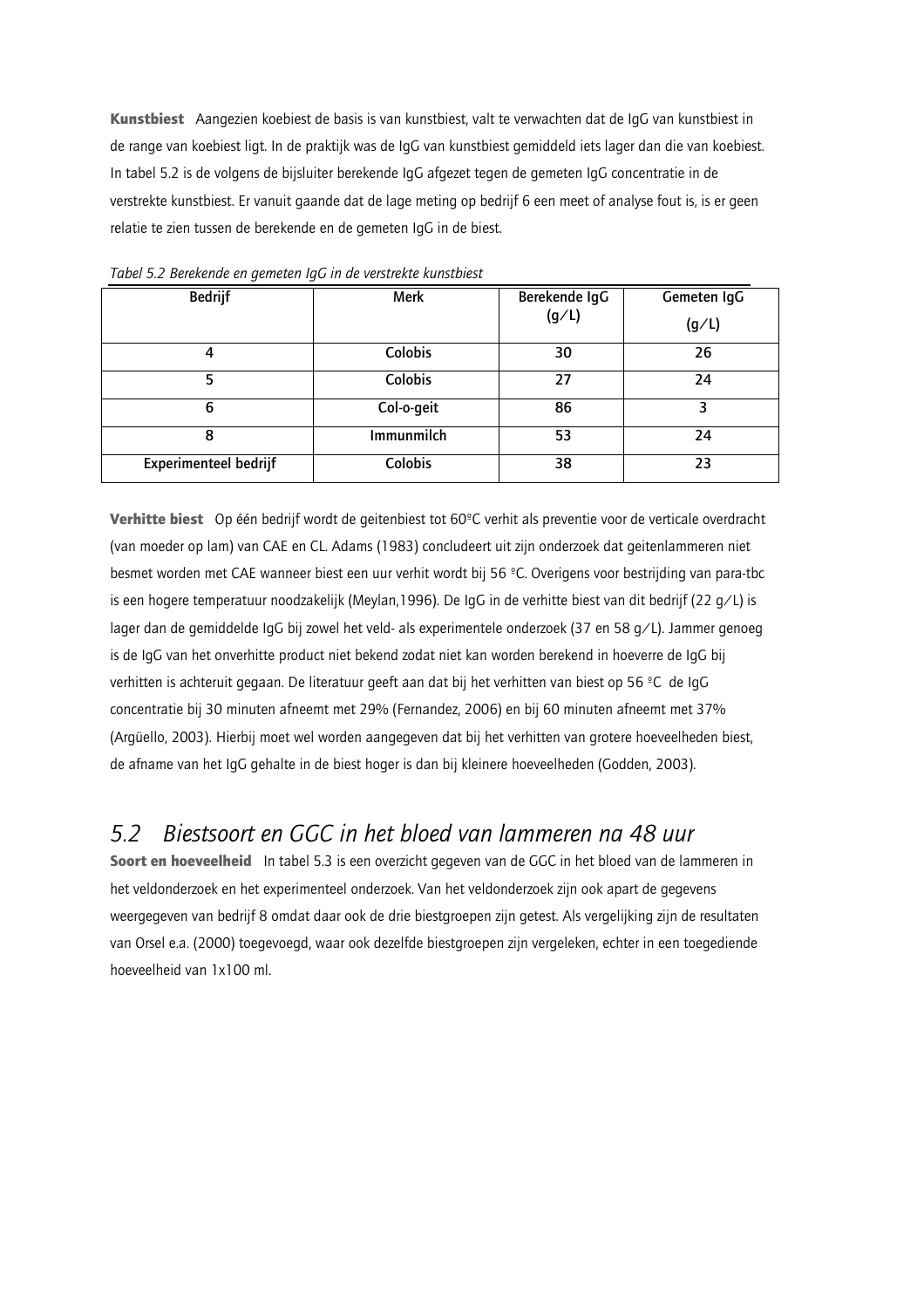**Kunstbiest** Aangezien koebiest de basis is van kunstbiest, valt te verwachten dat de IgG van kunstbiest in de range van koebiest ligt. In de praktijk was de IgG van kunstbiest gemiddeld iets lager dan die van koebiest. In tabel 5.2 is de volgens de bijsluiter berekende IgG afgezet tegen de gemeten IgG concentratie in de verstrekte kunstbiest. Er vanuit gaande dat de lage meting op bedrijf 6 een meet of analyse fout is, is er geen relatie te zien tussen de berekende en de gemeten IgG in de biest.

*Tabel 5.2 Berekende en gemeten IgG in de verstrekte kunstbiest*

| Bedrijf | Merk | Berekende IgG (g/L) | Gemeten IgG (g/L) |
|---|---|---|---|
| 4 | Colobis | 30 | 26 |
| 5 | Colobis | 27 | 24 |
| 6 | Col-o-geit | 86 | 3 |
| 8 | Immunmilch | 53 | 24 |
| Experimenteel bedrijf | Colobis | 38 | 23 |

**Verhitte biest** Op één bedrijf wordt de geitenbiest tot 60°C verhit als preventie voor de verticale overdracht (van moeder op lam) van CAE en CL. Adams (1983) concludeert uit zijn onderzoek dat geitenlammeren niet besmet worden met CAE wanneer biest een uur verhit wordt bij 56 °C. Overigens voor bestrijding van para-tbc is een hogere temperatuur noodzakelijk (Meylan,1996). De IgG in de verhitte biest van dit bedrijf (22 g/L) is lager dan de gemiddelde IgG bij zowel het veld- als experimentele onderzoek (37 en 58 g/L). Jammer genoeg is de IgG van het onverhitte product niet bekend zodat niet kan worden berekend in hoeverre de IgG bij verhitten is achteruit gegaan. De literatuur geeft aan dat bij het verhitten van biest op 56 °C de IgG concentratie bij 30 minuten afneemt met 29% (Fernandez, 2006) en bij 60 minuten afneemt met 37% (Argüello, 2003). Hierbij moet wel worden aangegeven dat bij het verhitten van grotere hoeveelheden biest, de afname van het IgG gehalte in de biest hoger is dan bij kleinere hoeveelheden (Godden, 2003).

## *5.2 Biestsoort en GGC in het bloed van lammeren na 48 uur*

**Soort en hoeveelheid** In tabel 5.3 is een overzicht gegeven van de GGC in het bloed van de lammeren in het veldonderzoek en het experimenteel onderzoek. Van het veldonderzoek zijn ook apart de gegevens weergegeven van bedrijf 8 omdat daar ook de drie biestgroepen zijn getest. Als vergelijking zijn de resultaten van Orsel e.a. (2000) toegevoegd, waar ook dezelfde biestgroepen zijn vergeleken, echter in een toegediende hoeveelheid van 1x100 ml.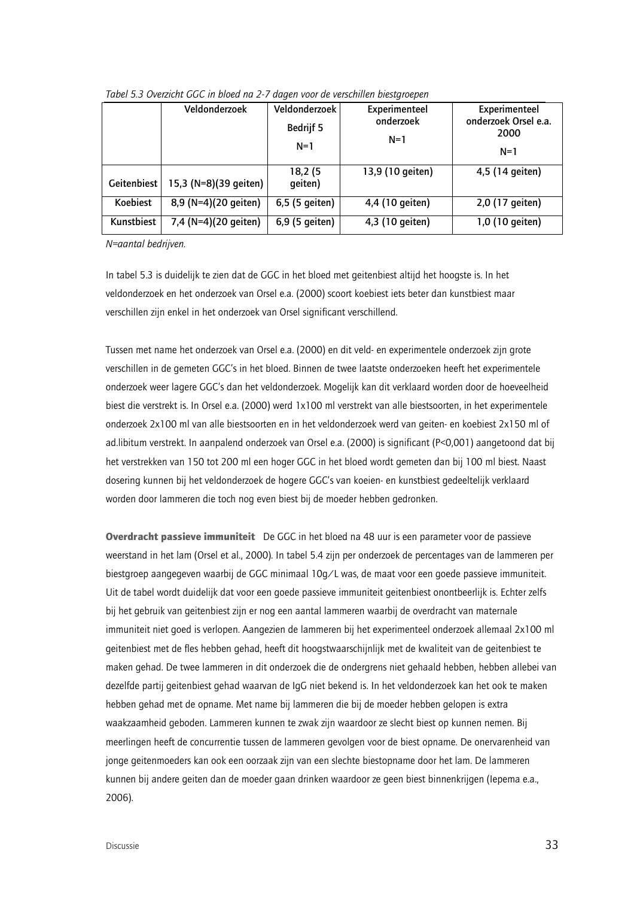*Tabel 5.3 Overzicht GGC in bloed na 2-7 dagen voor de verschillen biestgroepen*

| | Veldonderzoek | Veldonderzoek Bedrijf 5 N=1 | Experimenteel onderzoek N=1 | Experimenteel onderzoek Orsel e.a. 2000 N=1 |
|---|---|---|---|---|
| Geitenbiest | 15,3 (N=8)(39 geiten) | 18,2 (5 geiten) | 13,9 (10 geiten) | 4,5 (14 geiten) |
| Koebiest | 8,9 (N=4)(20 geiten) | 6,5 (5 geiten) | 4,4 (10 geiten) | 2,0 (17 geiten) |
| Kunstbiest | 7,4 (N=4)(20 geiten) | 6,9 (5 geiten) | 4,3 (10 geiten) | 1,0 (10 geiten) |

*N=aantal bedrijven.*

In tabel 5.3 is duidelijk te zien dat de GGC in het bloed met geitenbiest altijd het hoogste is. In het veldonderzoek en het onderzoek van Orsel e.a. (2000) scoort koebiest iets beter dan kunstbiest maar verschillen zijn enkel in het onderzoek van Orsel significant verschillend.

Tussen met name het onderzoek van Orsel e.a. (2000) en dit veld- en experimentele onderzoek zijn grote verschillen in de gemeten GGC's in het bloed. Binnen de twee laatste onderzoeken heeft het experimentele onderzoek weer lagere GGC's dan het veldonderzoek. Mogelijk kan dit verklaard worden door de hoeveelheid biest die verstrekt is. In Orsel e.a. (2000) werd 1x100 ml verstrekt van alle biestsoorten, in het experimentele onderzoek 2x100 ml van alle biestsoorten en in het veldonderzoek werd van geiten- en koebiest 2x150 ml of ad.libitum verstrekt. In aanpalend onderzoek van Orsel e.a. (2000) is significant (P<0,001) aangetoond dat bij het verstrekken van 150 tot 200 ml een hoger GGC in het bloed wordt gemeten dan bij 100 ml biest. Naast dosering kunnen bij het veldonderzoek de hogere GGC's van koeien- en kunstbiest gedeeltelijk verklaard worden door lammeren die toch nog even biest bij de moeder hebben gedronken.

**Overdracht passieve immuniteit** De GGC in het bloed na 48 uur is een parameter voor de passieve weerstand in het lam (Orsel et al., 2000). In tabel 5.4 zijn per onderzoek de percentages van de lammeren per biestgroep aangegeven waarbij de GGC minimaal 10g/L was, de maat voor een goede passieve immuniteit. Uit de tabel wordt duidelijk dat voor een goede passieve immuniteit geitenbiest onontbeerlijk is. Echter zelfs bij het gebruik van geitenbiest zijn er nog een aantal lammeren waarbij de overdracht van maternale immuniteit niet goed is verlopen. Aangezien de lammeren bij het experimenteel onderzoek allemaal 2x100 ml geitenbiest met de fles hebben gehad, heeft dit hoogstwaarschijnlijk met de kwaliteit van de geitenbiest te maken gehad. De twee lammeren in dit onderzoek die de ondergrens niet gehaald hebben, hebben allebei van dezelfde partij geitenbiest gehad waarvan de IgG niet bekend is. In het veldonderzoek kan het ook te maken hebben gehad met de opname. Met name bij lammeren die bij de moeder hebben gelopen is extra waakzaamheid geboden. Lammeren kunnen te zwak zijn waardoor ze slecht biest op kunnen nemen. Bij meerlingen heeft de concurrentie tussen de lammeren gevolgen voor de biest opname. De onervarenheid van jonge geitenmoeders kan ook een oorzaak zijn van een slechte biestopname door het lam. De lammeren kunnen bij andere geiten dan de moeder gaan drinken waardoor ze geen biest binnenkrijgen (Iepema e.a., 2006).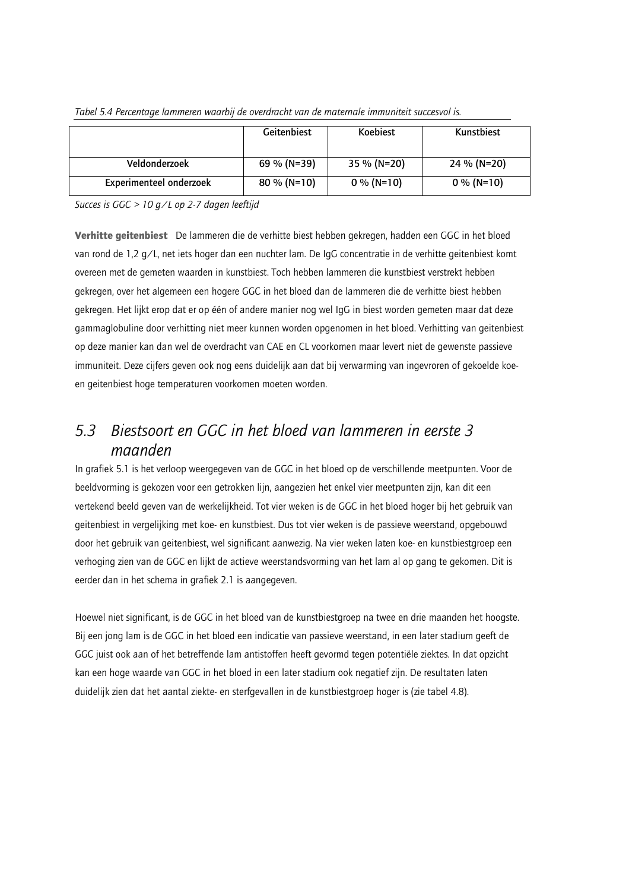*Tabel 5.4 Percentage lammeren waarbij de overdracht van de maternale immuniteit succesvol is.*

| | Geitenbiest | Koebiest | Kunstbiest |
|---|---|---|---|
| Veldonderzoek | 69 % (N=39) | 35 % (N=20) | 24 % (N=20) |
| Experimenteel onderzoek | 80 % (N=10) | 0 % (N=10) | 0 % (N=10) |

*Succes is GGC > 10 g ⁄ L op 2-7 dagen leeftijd*

**Verhitte geitenbiest** De lammeren die de verhitte biest hebben gekregen, hadden een GGC in het bloed van rond de 1,2 g ⁄ L, net iets hoger dan een nuchter lam. De IgG concentratie in de verhitte geitenbiest komt overeen met de gemeten waarden in kunstbiest. Toch hebben lammeren die kunstbiest verstrekt hebben gekregen, over het algemeen een hogere GGC in het bloed dan de lammeren die de verhitte biest hebben gekregen. Het lijkt erop dat er op één of andere manier nog wel IgG in biest worden gemeten maar dat deze gammaglobuline door verhitting niet meer kunnen worden opgenomen in het bloed. Verhitting van geitenbiest op deze manier kan dan wel de overdracht van CAE en CL voorkomen maar levert niet de gewenste passieve immuniteit. Deze cijfers geven ook nog eens duidelijk aan dat bij verwarming van ingevroren of gekoelde koe- en geitenbiest hoge temperaturen voorkomen moeten worden.

## *5.3 Biestsoort en GGC in het bloed van lammeren in eerste 3 maanden*

In grafiek 5.1 is het verloop weergegeven van de GGC in het bloed op de verschillende meetpunten. Voor de beeldvorming is gekozen voor een getrokken lijn, aangezien het enkel vier meetpunten zijn, kan dit een vertekend beeld geven van de werkelijkheid. Tot vier weken is de GGC in het bloed hoger bij het gebruik van geitenbiest in vergelijking met koe- en kunstbiest. Dus tot vier weken is de passieve weerstand, opgebouwd door het gebruik van geitenbiest, wel significant aanwezig. Na vier weken laten koe- en kunstbiestgroep een verhoging zien van de GGC en lijkt de actieve weerstandsvorming van het lam al op gang te gekomen. Dit is eerder dan in het schema in grafiek 2.1 is aangegeven.

Hoewel niet significant, is de GGC in het bloed van de kunstbiestgroep na twee en drie maanden het hoogste. Bij een jong lam is de GGC in het bloed een indicatie van passieve weerstand, in een later stadium geeft de GGC juist ook aan of het betreffende lam antistoffen heeft gevormd tegen potentiële ziektes. In dat opzicht kan een hoge waarde van GGC in het bloed in een later stadium ook negatief zijn. De resultaten laten duidelijk zien dat het aantal ziekte- en sterfgevallen in de kunstbiestgroep hoger is (zie tabel 4.8).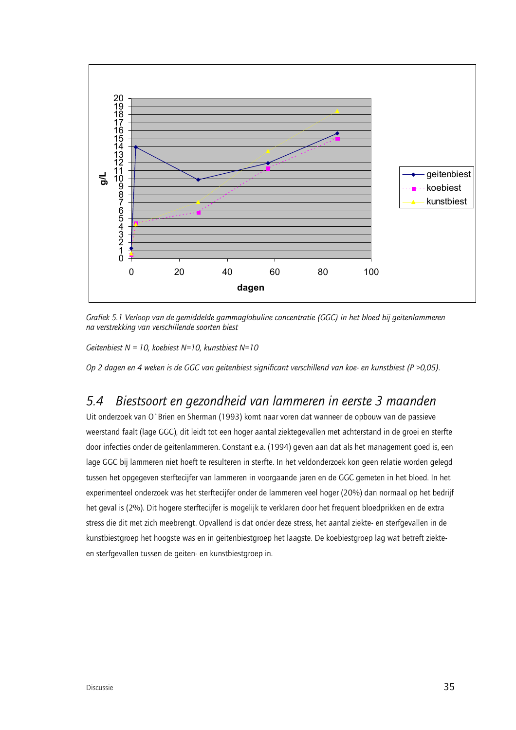*Grafiek 5.1 Verloop van de gemiddelde gammaglobuline concentratie (GGC) in het bloed bij geitenlammeren na verstrekking van verschillende soorten biest*

*Geitenbiest N = 10, koebiest N=10, kunstbiest N=10*

*Op 2 dagen en 4 weken is de GGC van geitenbiest significant verschillend van koe- en kunstbiest (P >0,05).*

## 5.4 Biestsoort en gezondheid van lammeren in eerste 3 maanden

Uit onderzoek van O`Brien en Sherman (1993) komt naar voren dat wanneer de opbouw van de passieve weerstand faalt (lage GGC), dit leidt tot een hoger aantal ziektegevallen met achterstand in de groei en sterfte door infecties onder de geitenlammeren. Constant e.a. (1994) geven aan dat als het management goed is, een lage GGC bij lammeren niet hoeft te resulteren in sterfte. In het veldonderzoek kon geen relatie worden gelegd tussen het opgegeven sterftecijfer van lammeren in voorgaande jaren en de GGC gemeten in het bloed. In het experimenteel onderzoek was het sterftecijfer onder de lammeren veel hoger (20%) dan normaal op het bedrijf het geval is (2%). Dit hogere sterftecijfer is mogelijk te verklaren door het frequent bloedprikken en de extra stress die dit met zich meebrengt. Opvallend is dat onder deze stress, het aantal ziekte- en sterfgevallen in de kunstbiestgroep het hoogste was en in geitenbiestgroep het laagste. De koebiestgroep lag wat betreft ziekte- en sterfgevallen tussen de geiten- en kunstbiestgroep in.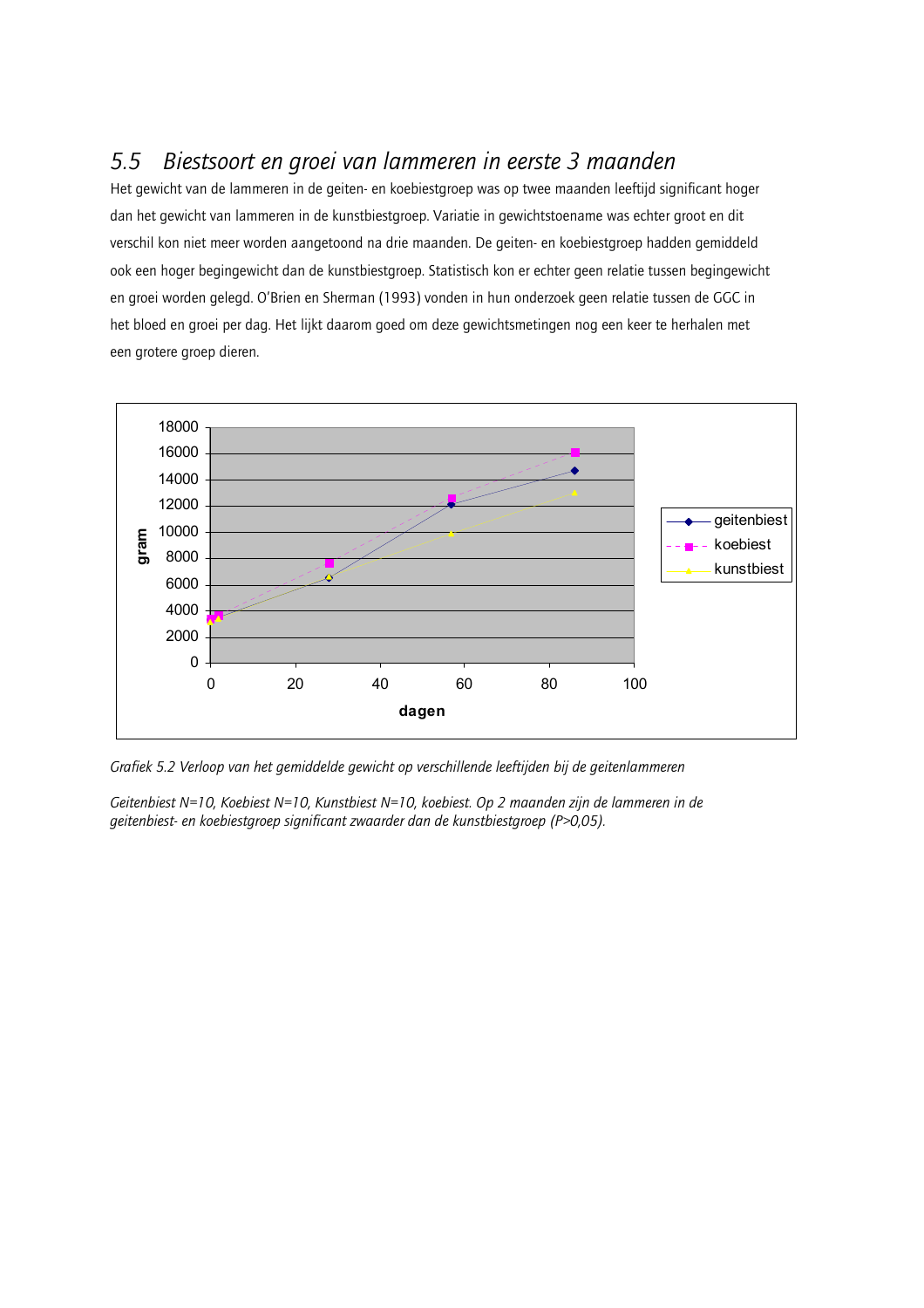## 5.5 Biestsoort en groei van lammeren in eerste 3 maanden

Het gewicht van de lammeren in de geiten- en koebiestgroep was op twee maanden leeftijd significant hoger dan het gewicht van lammeren in de kunstbiestgroep. Variatie in gewichtstoename was echter groot en dit verschil kon niet meer worden aangetoond na drie maanden. De geiten- en koebiestgroep hadden gemiddeld ook een hoger begingewicht dan de kunstbiestgroep. Statistisch kon er echter geen relatie tussen begingewicht en groei worden gelegd. O'Brien en Sherman (1993) vonden in hun onderzoek geen relatie tussen de GGC in het bloed en groei per dag. Het lijkt daarom goed om deze gewichtsmetingen nog een keer te herhalen met een grotere groep dieren.

*Grafiek 5.2 Verloop van het gemiddelde gewicht op verschillende leeftijden bij de geitenlammeren*

*Geitenbiest N=10, Koebiest N=10, Kunstbiest N=10, koebiest. Op 2 maanden zijn de lammeren in de geitenbiest- en koebiestgroep significant zwaarder dan de kunstbiestgroep (P>0,05).*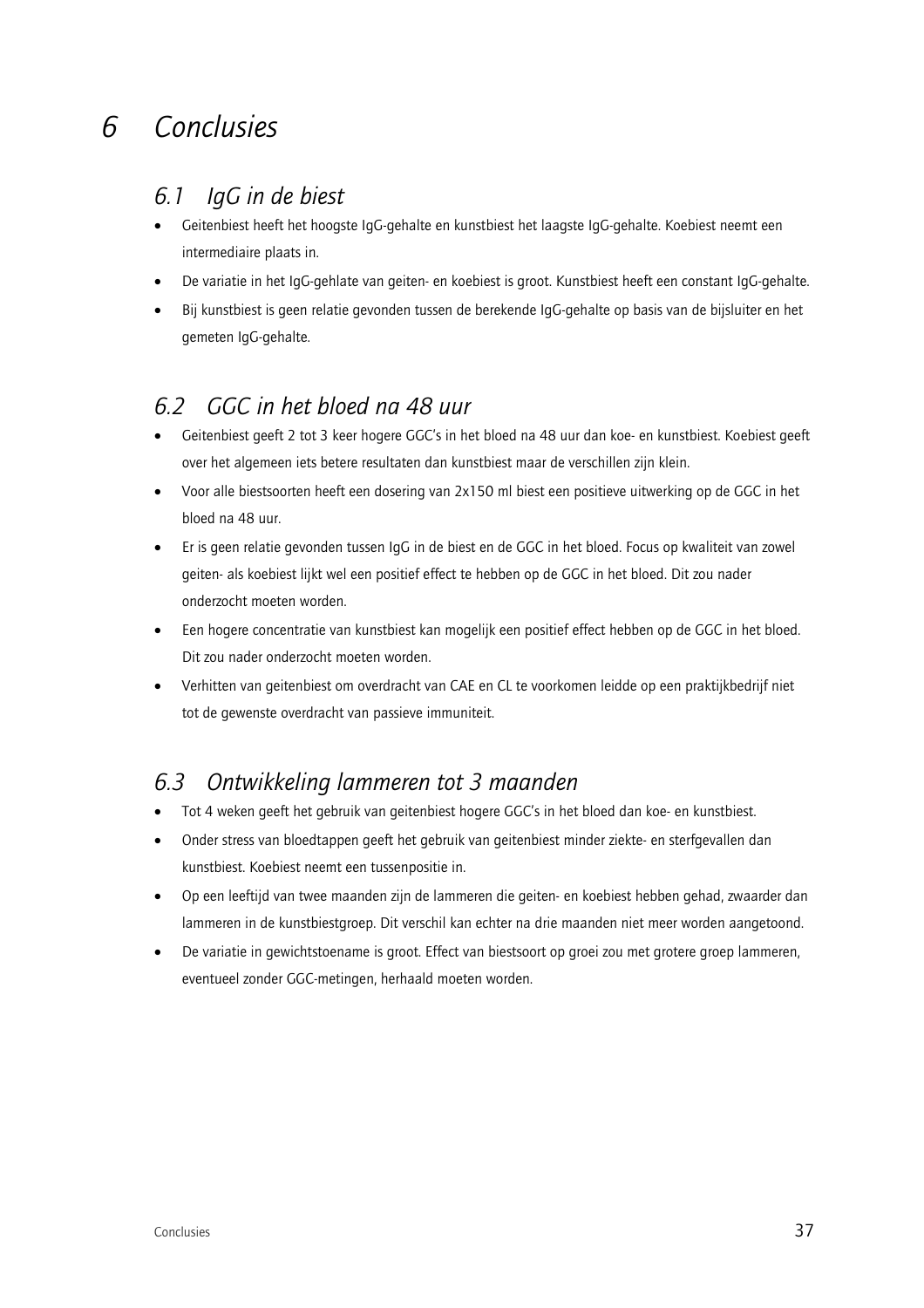# 6 Conclusies

## 6.1 IgG in de biest

- Geitenbiest heeft het hoogste IgG-gehalte en kunstbiest het laagste IgG-gehalte. Koebiest neemt een intermediaire plaats in.
- De variatie in het IgG-gehlate van geiten- en koebiest is groot. Kunstbiest heeft een constant IgG-gehalte.
- Bij kunstbiest is geen relatie gevonden tussen de berekende IgG-gehalte op basis van de bijsluiter en het gemeten IgG-gehalte.

## 6.2 GGC in het bloed na 48 uur

- Geitenbiest geeft 2 tot 3 keer hogere GGC's in het bloed na 48 uur dan koe- en kunstbiest. Koebiest geeft over het algemeen iets betere resultaten dan kunstbiest maar de verschillen zijn klein.
- Voor alle biestsoorten heeft een dosering van 2x150 ml biest een positieve uitwerking op de GGC in het bloed na 48 uur.
- Er is geen relatie gevonden tussen IgG in de biest en de GGC in het bloed. Focus op kwaliteit van zowel geiten- als koebiest lijkt wel een positief effect te hebben op de GGC in het bloed. Dit zou nader onderzocht moeten worden.
- Een hogere concentratie van kunstbiest kan mogelijk een positief effect hebben op de GGC in het bloed. Dit zou nader onderzocht moeten worden.
- Verhitten van geitenbiest om overdracht van CAE en CL te voorkomen leidde op een praktijkbedrijf niet tot de gewenste overdracht van passieve immuniteit.

## 6.3 Ontwikkeling lammeren tot 3 maanden

- Tot 4 weken geeft het gebruik van geitenbiest hogere GGC's in het bloed dan koe- en kunstbiest.
- Onder stress van bloedtappen geeft het gebruik van geitenbiest minder ziekte- en sterfgevallen dan kunstbiest. Koebiest neemt een tussenpositie in.
- Op een leeftijd van twee maanden zijn de lammeren die geiten- en koebiest hebben gehad, zwaarder dan lammeren in de kunstbiestgroep. Dit verschil kan echter na drie maanden niet meer worden aangetoond.
- De variatie in gewichtstoename is groot. Effect van biestsoort op groei zou met grotere groep lammeren, eventueel zonder GGC-metingen, herhaald moeten worden.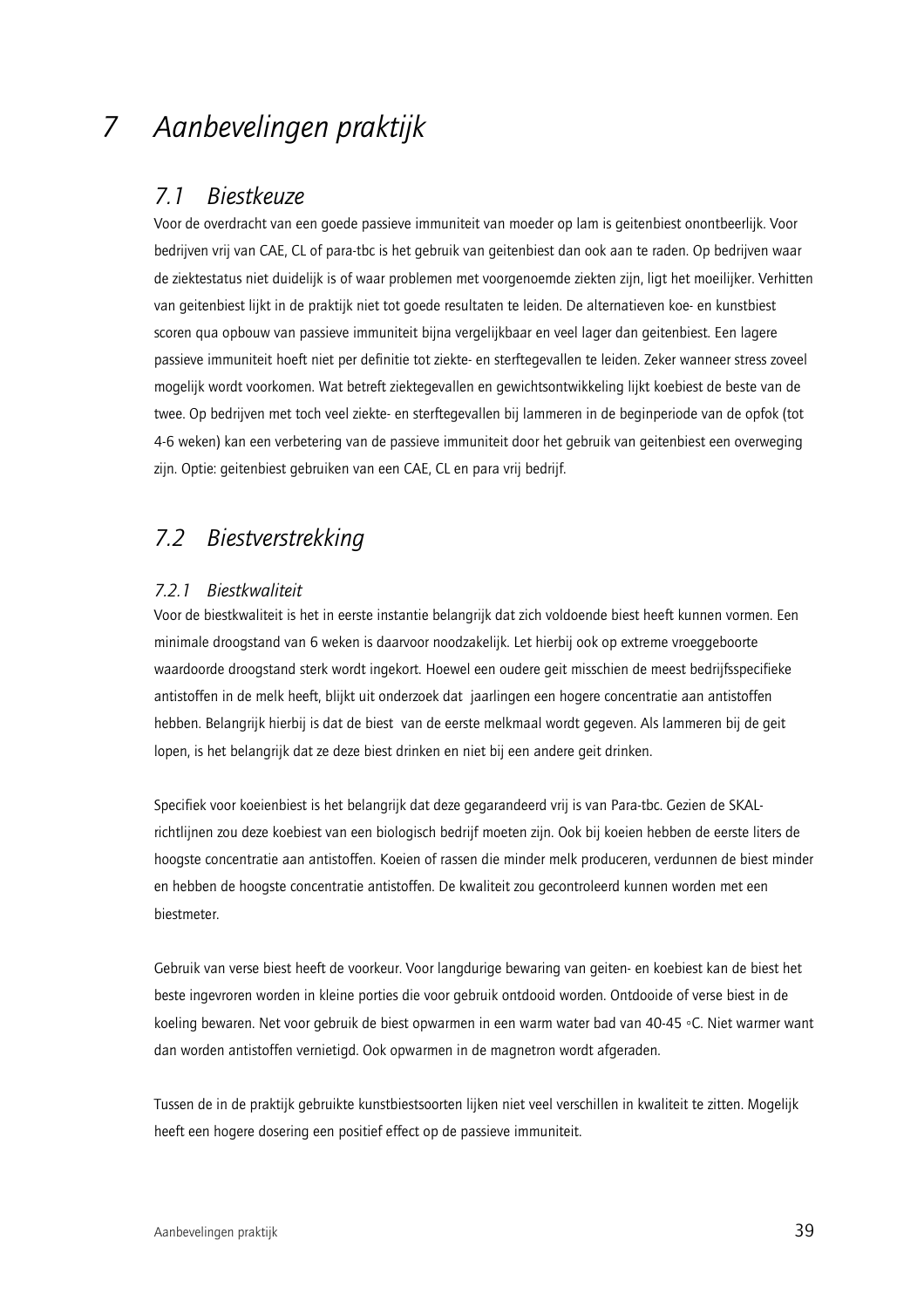# 7 Aanbevelingen praktijk

## 7.1 Biestkeuze

Voor de overdracht van een goede passieve immuniteit van moeder op lam is geitenbiest onontbeerlijk. Voor bedrijven vrij van CAE, CL of para-tbc is het gebruik van geitenbiest dan ook aan te raden. Op bedrijven waar de ziektestatus niet duidelijk is of waar problemen met voorgenoemde ziekten zijn, ligt het moeilijker. Verhitten van geitenbiest lijkt in de praktijk niet tot goede resultaten te leiden. De alternatieven koe- en kunstbiest scoren qua opbouw van passieve immuniteit bijna vergelijkbaar en veel lager dan geitenbiest. Een lagere passieve immuniteit hoeft niet per definitie tot ziekte- en sterftegevallen te leiden. Zeker wanneer stress zoveel mogelijk wordt voorkomen. Wat betreft ziektegevallen en gewichtsontwikkeling lijkt koebiest de beste van de twee. Op bedrijven met toch veel ziekte- en sterftegevallen bij lammeren in de beginperiode van de opfok (tot 4-6 weken) kan een verbetering van de passieve immuniteit door het gebruik van geitenbiest een overweging zijn. Optie: geitenbiest gebruiken van een CAE, CL en para vrij bedrijf.

## 7.2 Biestverstrekking

### 7.2.1 Biestkwaliteit

Voor de biestkwaliteit is het in eerste instantie belangrijk dat zich voldoende biest heeft kunnen vormen. Een minimale droogstand van 6 weken is daarvoor noodzakelijk. Let hierbij ook op extreme vroeggeboorte waardoorde droogstand sterk wordt ingekort. Hoewel een oudere geit misschien de meest bedrijfsspecifieke antistoffen in de melk heeft, blijkt uit onderzoek dat jaarlingen een hogere concentratie aan antistoffen hebben. Belangrijk hierbij is dat de biest van de eerste melkmaal wordt gegeven. Als lammeren bij de geit lopen, is het belangrijk dat ze deze biest drinken en niet bij een andere geit drinken.

Specifiek voor koeienbiest is het belangrijk dat deze gegarandeerd vrij is van Para-tbc. Gezien de SKAL-richtlijnen zou deze koebiest van een biologisch bedrijf moeten zijn. Ook bij koeien hebben de eerste liters de hoogste concentratie aan antistoffen. Koeien of rassen die minder melk produceren, verdunnen de biest minder en hebben de hoogste concentratie antistoffen. De kwaliteit zou gecontroleerd kunnen worden met een biestmeter.

Gebruik van verse biest heeft de voorkeur. Voor langdurige bewaring van geiten- en koebiest kan de biest het beste ingevroren worden in kleine porties die voor gebruik ontdooid worden. Ontdooide of verse biest in de koeling bewaren. Net voor gebruik de biest opwarmen in een warm water bad van 40-45 ◦C. Niet warmer want dan worden antistoffen vernietigd. Ook opwarmen in de magnetron wordt afgeraden.

Tussen de in de praktijk gebruikte kunstbiestsoorten lijken niet veel verschillen in kwaliteit te zitten. Mogelijk heeft een hogere dosering een positief effect op de passieve immuniteit.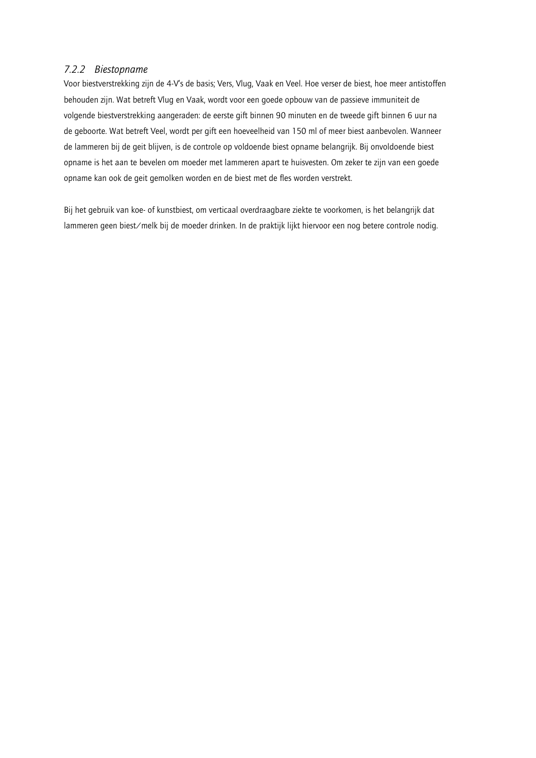### *7.2.2 Biestopname*

Voor biestverstrekking zijn de 4-V's de basis; Vers, Vlug, Vaak en Veel. Hoe verser de biest, hoe meer antistoffen behouden zijn. Wat betreft Vlug en Vaak, wordt voor een goede opbouw van de passieve immuniteit de volgende biestverstrekking aangeraden: de eerste gift binnen 90 minuten en de tweede gift binnen 6 uur na de geboorte. Wat betreft Veel, wordt per gift een hoeveelheid van 150 ml of meer biest aanbevolen. Wanneer de lammeren bij de geit blijven, is de controle op voldoende biest opname belangrijk. Bij onvoldoende biest opname is het aan te bevelen om moeder met lammeren apart te huisvesten. Om zeker te zijn van een goede opname kan ook de geit gemolken worden en de biest met de fles worden verstrekt.

Bij het gebruik van koe- of kunstbiest, om verticaal overdraagbare ziekte te voorkomen, is het belangrijk dat lammeren geen biest/melk bij de moeder drinken. In de praktijk lijkt hiervoor een nog betere controle nodig.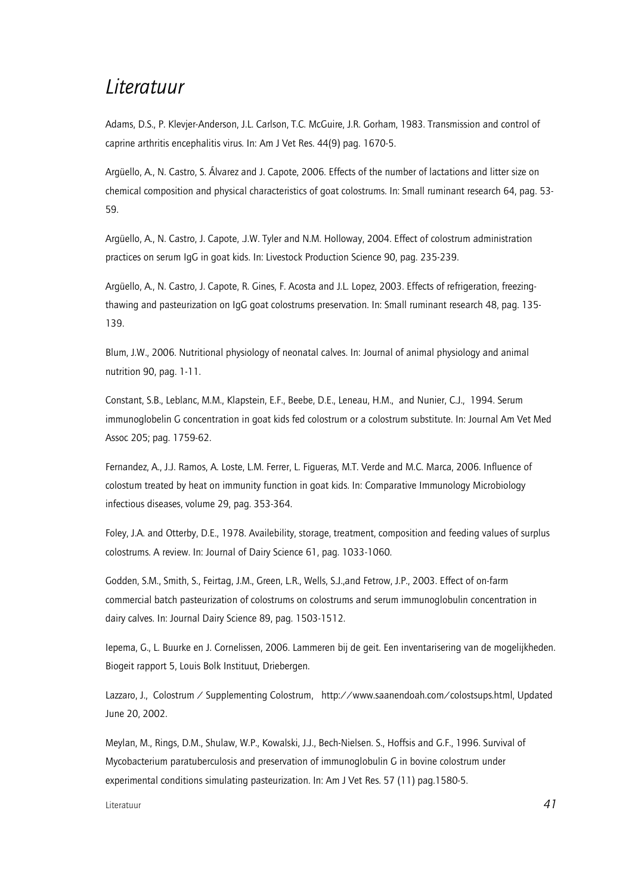# *Literatuur*

Adams, D.S., P. Klevjer-Anderson, J.L. Carlson, T.C. McGuire, J.R. Gorham, 1983. Transmission and control of caprine arthritis encephalitis virus. In: Am J Vet Res. 44(9) pag. 1670-5.

Argüello, A., N. Castro, S. Álvarez and J. Capote, 2006. Effects of the number of lactations and litter size on chemical composition and physical characteristics of goat colostrums. In: Small ruminant research 64, pag. 53-59.

Argüello, A., N. Castro, J. Capote, .J.W. Tyler and N.M. Holloway, 2004. Effect of colostrum administration practices on serum IgG in goat kids. In: Livestock Production Science 90, pag. 235-239.

Argüello, A., N. Castro, J. Capote, R. Gines, F. Acosta and J.L. Lopez, 2003. Effects of refrigeration, freezing-thawing and pasteurization on IgG goat colostrums preservation. In: Small ruminant research 48, pag. 135-139.

Blum, J.W., 2006. Nutritional physiology of neonatal calves. In: Journal of animal physiology and animal nutrition 90, pag. 1-11.

Constant, S.B., Leblanc, M.M., Klapstein, E.F., Beebe, D.E., Leneau, H.M., and Nunier, C.J., 1994. Serum immunoglobelin G concentration in goat kids fed colostrum or a colostrum substitute. In: Journal Am Vet Med Assoc 205; pag. 1759-62.

Fernandez, A., J.J. Ramos, A. Loste, L.M. Ferrer, L. Figueras, M.T. Verde and M.C. Marca, 2006. Influence of colostum treated by heat on immunity function in goat kids. In: Comparative Immunology Microbiology infectious diseases, volume 29, pag. 353-364.

Foley, J.A. and Otterby, D.E., 1978. Availebility, storage, treatment, composition and feeding values of surplus colostrums. A review. In: Journal of Dairy Science 61, pag. 1033-1060.

Godden, S.M., Smith, S., Feirtag, J.M., Green, L.R., Wells, S.J.,and Fetrow, J.P., 2003. Effect of on-farm commercial batch pasteurization of colostrums on colostrums and serum immunoglobulin concentration in dairy calves. In: Journal Dairy Science 89, pag. 1503-1512.

Iepema, G., L. Buurke en J. Cornelissen, 2006. Lammeren bij de geit. Een inventarisering van de mogelijkheden. Biogeit rapport 5, Louis Bolk Instituut, Driebergen.

Lazzaro, J., Colostrum / Supplementing Colostrum, http://www.saanendoah.com/colostsups.html, Updated June 20, 2002.

Meylan, M., Rings, D.M., Shulaw, W.P., Kowalski, J.J., Bech-Nielsen. S., Hoffsis and G.F., 1996. Survival of Mycobacterium paratuberculosis and preservation of immunoglobulin G in bovine colostrum under experimental conditions simulating pasteurization. In: Am J Vet Res. 57 (11) pag.1580-5.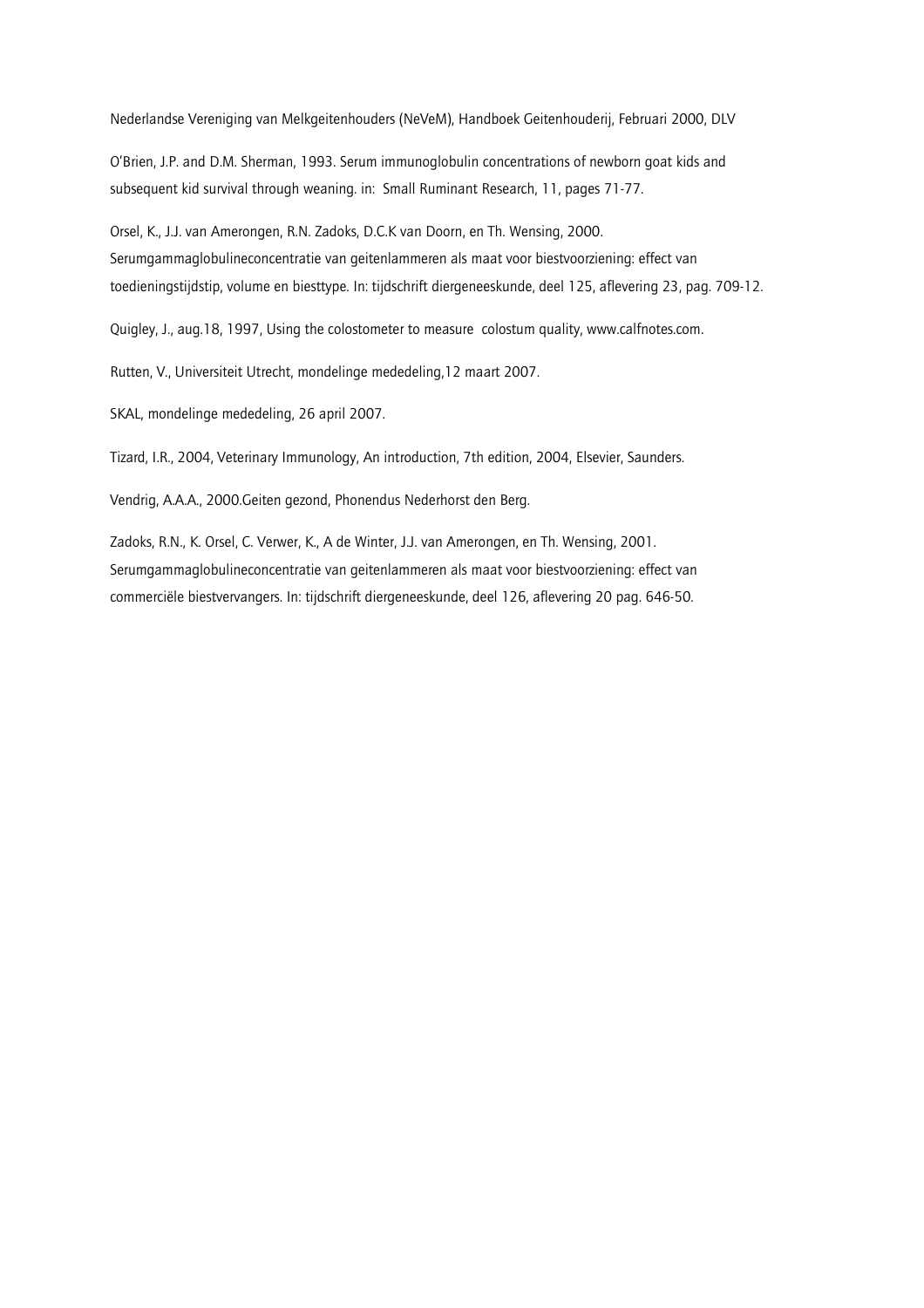Nederlandse Vereniging van Melkgeitenhouders (NeVeM), Handboek Geitenhouderij, Februari 2000, DLV

O'Brien, J.P. and D.M. Sherman, 1993. Serum immunoglobulin concentrations of newborn goat kids and subsequent kid survival through weaning. in: Small Ruminant Research, 11, pages 71-77.

Orsel, K., J.J. van Amerongen, R.N. Zadoks, D.C.K van Doorn, en Th. Wensing, 2000. Serumgammaglobulineconcentratie van geitenlammeren als maat voor biestvoorziening: effect van toedieningstijdstip, volume en biesttype. In: tijdschrift diergeneeskunde, deel 125, aflevering 23, pag. 709-12.

Quigley, J., aug.18, 1997, Using the colostometer to measure colostum quality, www.calfnotes.com.

Rutten, V., Universiteit Utrecht, mondelinge mededeling,12 maart 2007.

SKAL, mondelinge mededeling, 26 april 2007.

Tizard, I.R., 2004, Veterinary Immunology, An introduction, 7th edition, 2004, Elsevier, Saunders.

Vendrig, A.A.A., 2000.Geiten gezond, Phonendus Nederhorst den Berg.

Zadoks, R.N., K. Orsel, C. Verwer, K., A de Winter, J.J. van Amerongen, en Th. Wensing, 2001. Serumgammaglobulineconcentratie van geitenlammeren als maat voor biestvoorziening: effect van commerciële biestvervangers. In: tijdschrift diergeneeskunde, deel 126, aflevering 20 pag. 646-50.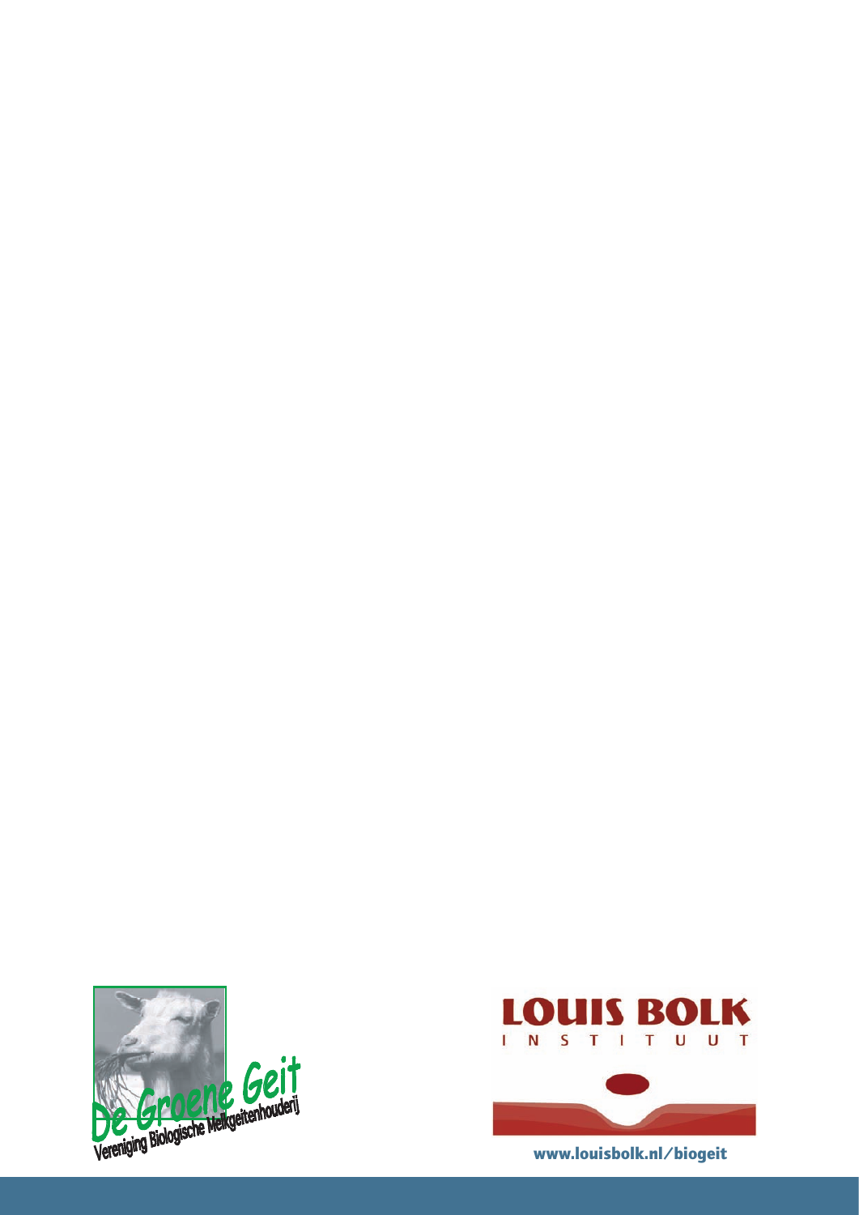De Groene Geit

Vereniging Biologische Melkgeitenhouderij

LOUIS BOLK

INSTITUUT

www.louisbolk.nl/biogeit